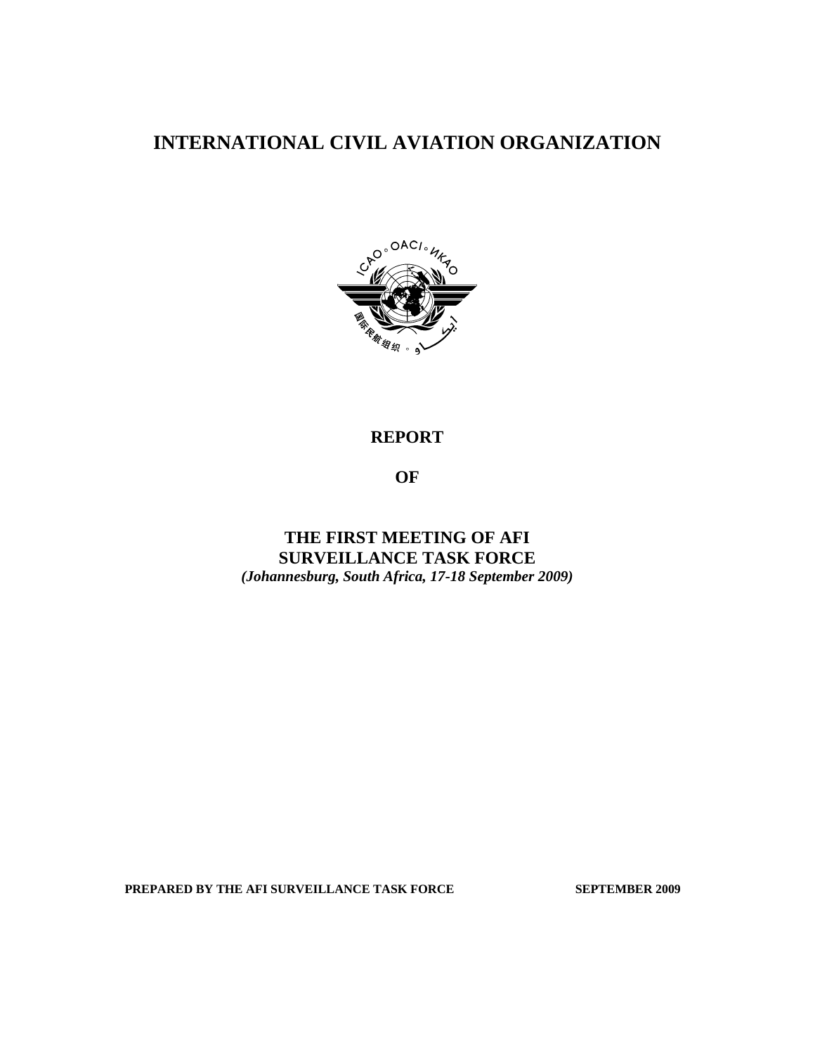# INTERNATIONAL CIVIL AVIATION ORGANIZATION

**REPORT**

**OF**

**THE FIRST MEETING OF AFI SURVEILLANCE TASK FORCE**

***(Johannesburg, South Africa, 17-18 September 2009)***

**PREPARED BY THE AFI SURVEILLANCE TASK FORCE** **SEPTEMBER 2009**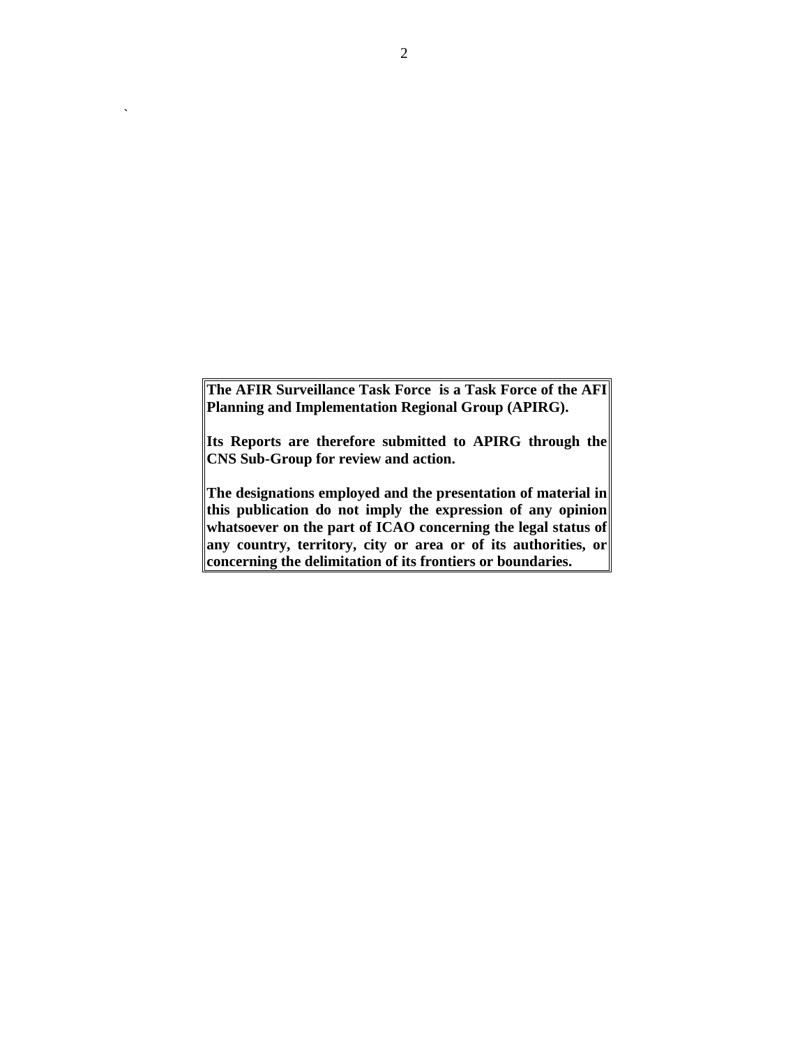**The AFIR Surveillance Task Force is a Task Force of the AFI Planning and Implementation Regional Group (APIRG).**

**Its Reports are therefore submitted to APIRG through the CNS Sub-Group for review and action.**

**The designations employed and the presentation of material in this publication do not imply the expression of any opinion whatsoever on the part of ICAO concerning the legal status of any country, territory, city or area or of its authorities, or concerning the delimitation of its frontiers or boundaries.**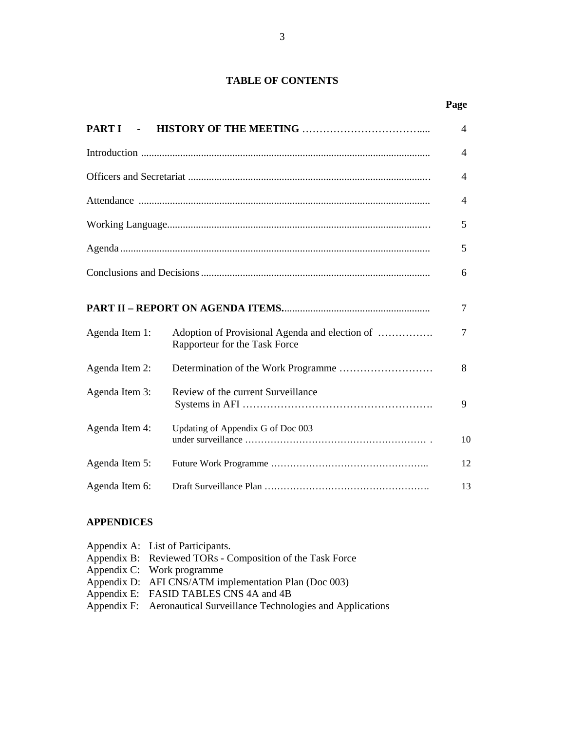## TABLE OF CONTENTS

| | | Page |
|---|---|---|
| **PART I - HISTORY OF THE MEETING** | | 4 |
| Introduction | | 4 |
| Officers and Secretariat | | 4 |
| Attendance | | 4 |
| Working Language | | 5 |
| Agenda | | 5 |
| Conclusions and Decisions | | 6 |
| **PART II – REPORT ON AGENDA ITEMS** | | 7 |
| Agenda Item 1: | Adoption of Provisional Agenda and election of Rapporteur for the Task Force | 7 |
| Agenda Item 2: | Determination of the Work Programme | 8 |
| Agenda Item 3: | Review of the current Surveillance Systems in AFI | 9 |
| Agenda Item 4: | Updating of Appendix G of Doc 003 under surveillance | 10 |
| Agenda Item 5: | Future Work Programme | 12 |
| Agenda Item 6: | Draft Surveillance Plan | 13 |

**APPENDICES**

Appendix A: List of Participants.
Appendix B: Reviewed TORs - Composition of the Task Force
Appendix C: Work programme
Appendix D: AFI CNS/ATM implementation Plan (Doc 003)
Appendix E: FASID TABLES CNS 4A and 4B
Appendix F: Aeronautical Surveillance Technologies and Applications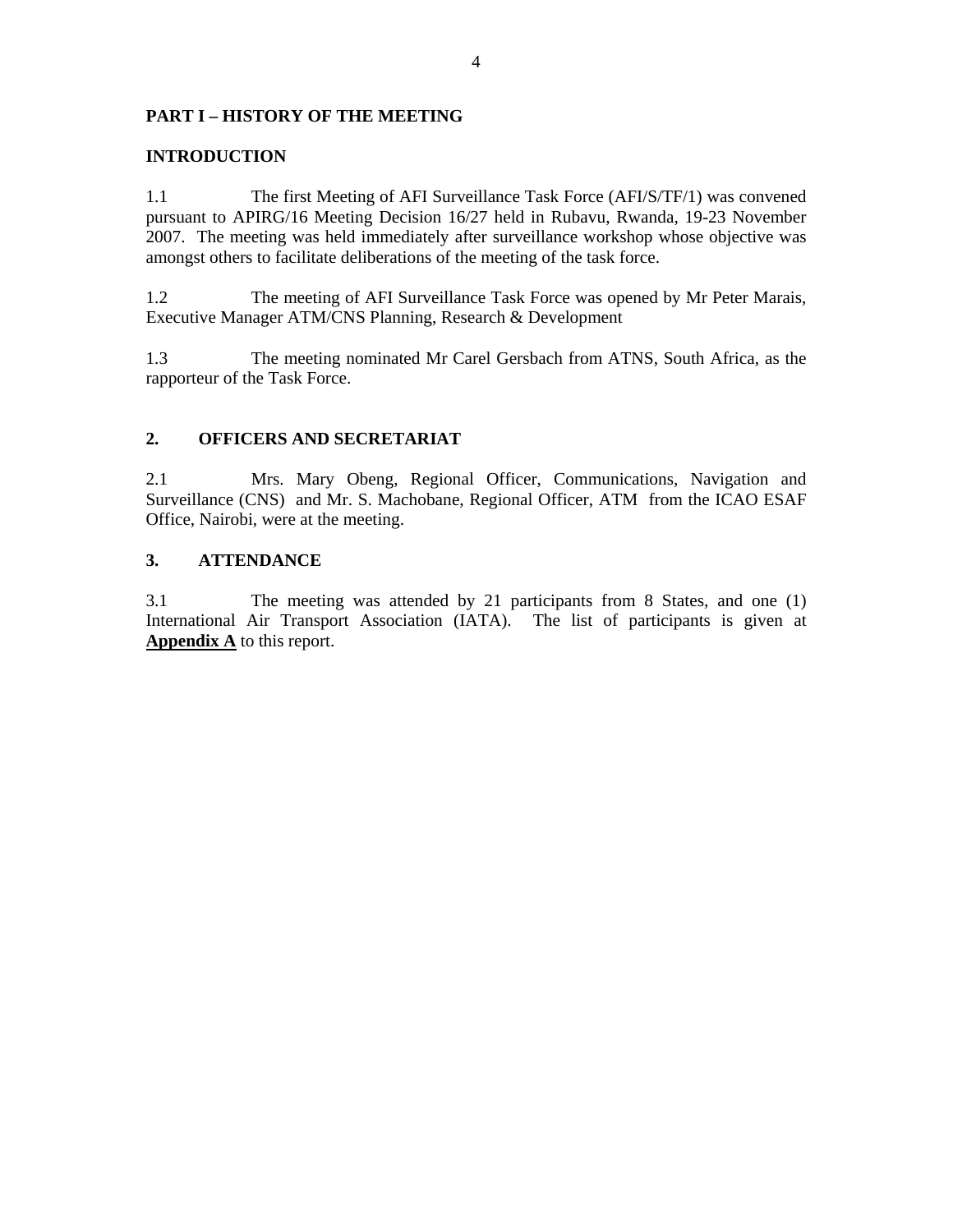## PART I – HISTORY OF THE MEETING

### INTRODUCTION

1.1 The first Meeting of AFI Surveillance Task Force (AFI/S/TF/1) was convened pursuant to APIRG/16 Meeting Decision 16/27 held in Rubavu, Rwanda, 19-23 November 2007. The meeting was held immediately after surveillance workshop whose objective was amongst others to facilitate deliberations of the meeting of the task force.

1.2 The meeting of AFI Surveillance Task Force was opened by Mr Peter Marais, Executive Manager ATM/CNS Planning, Research & Development

1.3 The meeting nominated Mr Carel Gersbach from ATNS, South Africa, as the rapporteur of the Task Force.

### 2. OFFICERS AND SECRETARIAT

2.1 Mrs. Mary Obeng, Regional Officer, Communications, Navigation and Surveillance (CNS) and Mr. S. Machobane, Regional Officer, ATM from the ICAO ESAF Office, Nairobi, were at the meeting.

### 3. ATTENDANCE

3.1 The meeting was attended by 21 participants from 8 States, and one (1) International Air Transport Association (IATA). The list of participants is given at **Appendix A** to this report.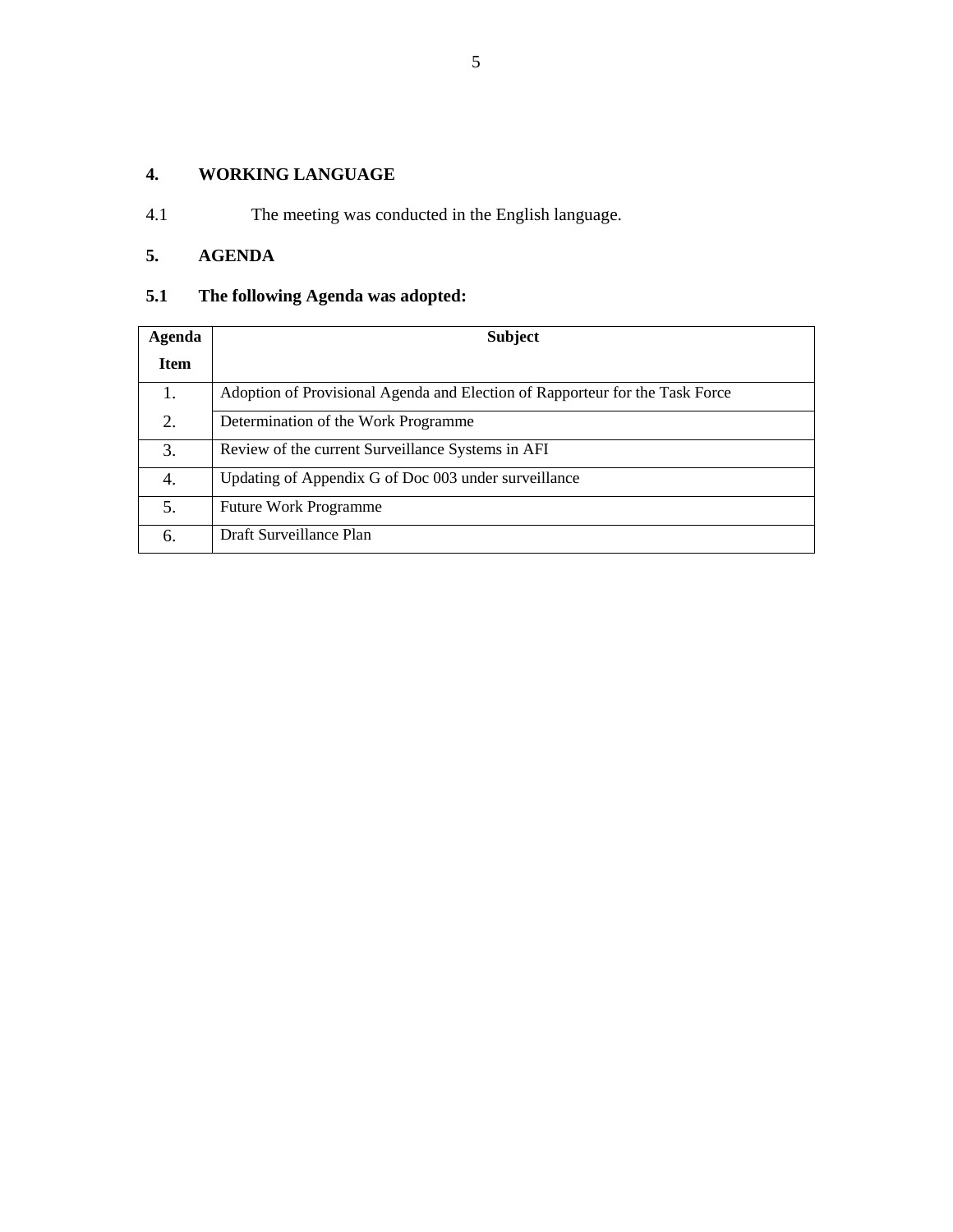## 4. WORKING LANGUAGE

4.1 The meeting was conducted in the English language.

## 5. AGENDA

### 5.1 The following Agenda was adopted:

| Agenda Item | Subject |
|---|---|
| 1. | Adoption of Provisional Agenda and Election of Rapporteur for the Task Force |
| 2. | Determination of the Work Programme |
| 3. | Review of the current Surveillance Systems in AFI |
| 4. | Updating of Appendix G of Doc 003 under surveillance |
| 5. | Future Work Programme |
| 6. | Draft Surveillance Plan |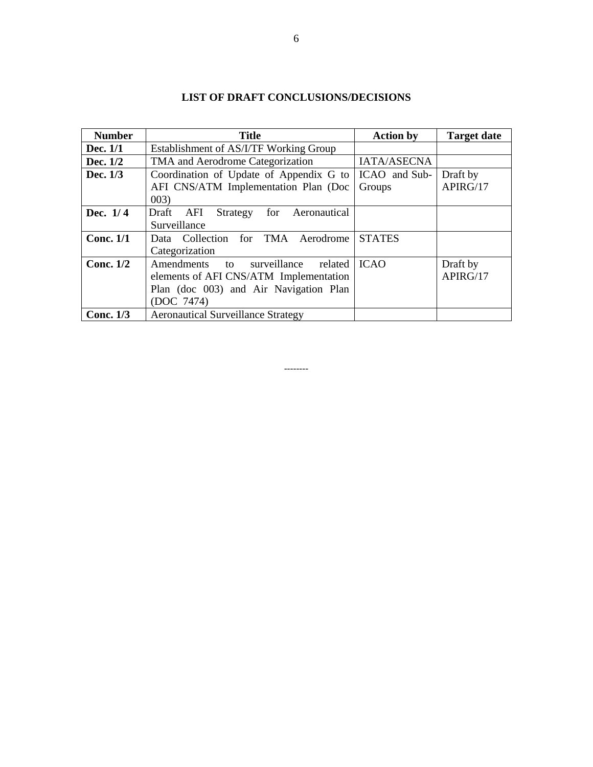## LIST OF DRAFT CONCLUSIONS/DECISIONS

| Number | Title | Action by | Target date |
|---|---|---|---|
| **Dec. 1/1** | Establishment of AS/I/TF Working Group | | |
| **Dec. 1/2** | TMA and Aerodrome Categorization | IATA/ASECNA | |
| **Dec. 1/3** | Coordination of Update of Appendix G to AFI CNS/ATM Implementation Plan (Doc 003) | ICAO and Sub-Groups | Draft by APIRG/17 |
| **Dec. 1/ 4** | Draft AFI Strategy for Aeronautical Surveillance | | |
| **Conc. 1/1** | Data Collection for TMA Aerodrome Categorization | STATES | |
| **Conc. 1/2** | Amendments to surveillance related elements of AFI CNS/ATM Implementation Plan (doc 003) and Air Navigation Plan (DOC 7474) | ICAO | Draft by APIRG/17 |
| **Conc. 1/3** | Aeronautical Surveillance Strategy | | |

--------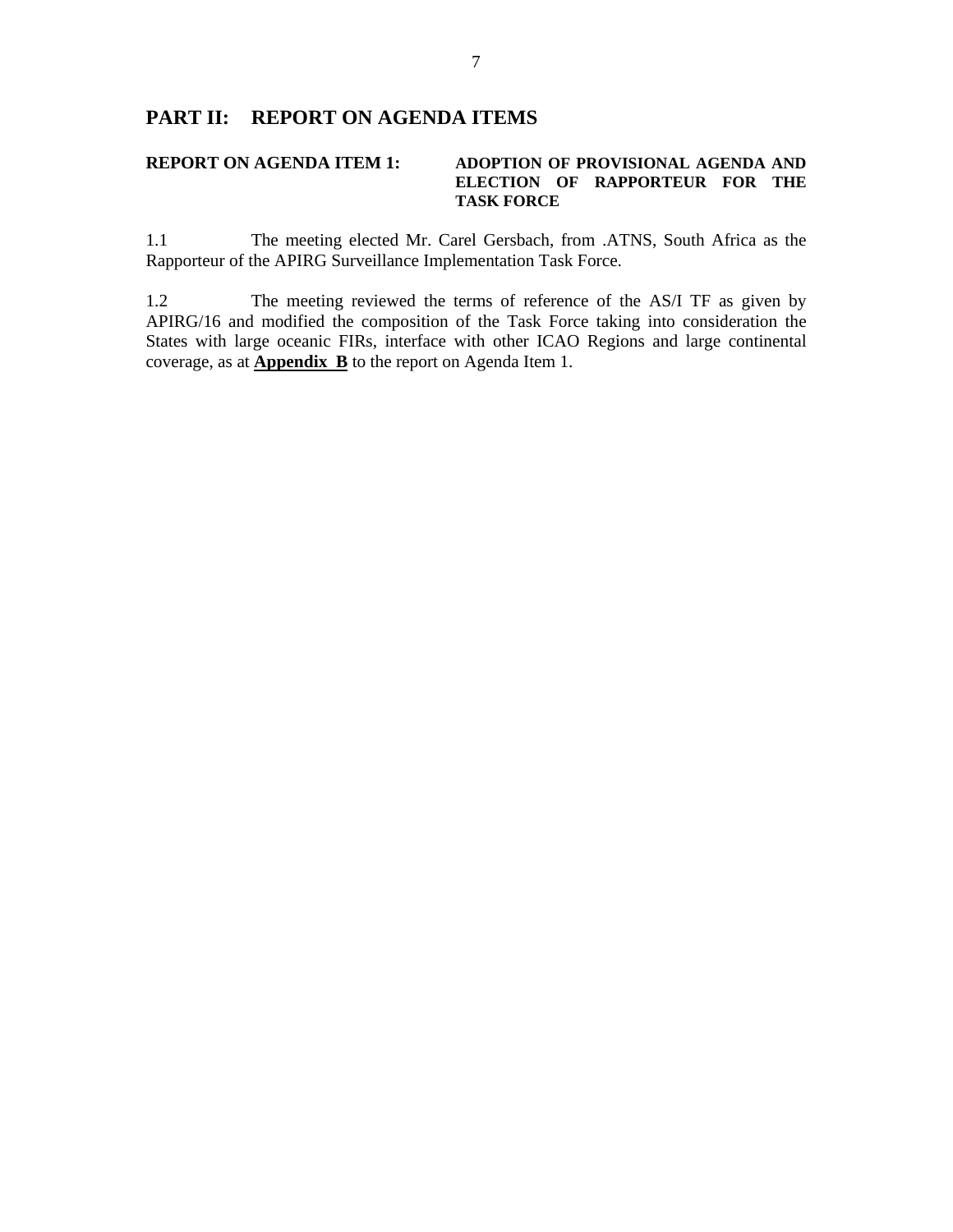## PART II: REPORT ON AGENDA ITEMS

**REPORT ON AGENDA ITEM 1: ADOPTION OF PROVISIONAL AGENDA AND ELECTION OF RAPPORTEUR FOR THE TASK FORCE**

1.1 The meeting elected Mr. Carel Gersbach, from .ATNS, South Africa as the Rapporteur of the APIRG Surveillance Implementation Task Force.

1.2 The meeting reviewed the terms of reference of the AS/I TF as given by APIRG/16 and modified the composition of the Task Force taking into consideration the States with large oceanic FIRs, interface with other ICAO Regions and large continental coverage, as at **Appendix B** to the report on Agenda Item 1.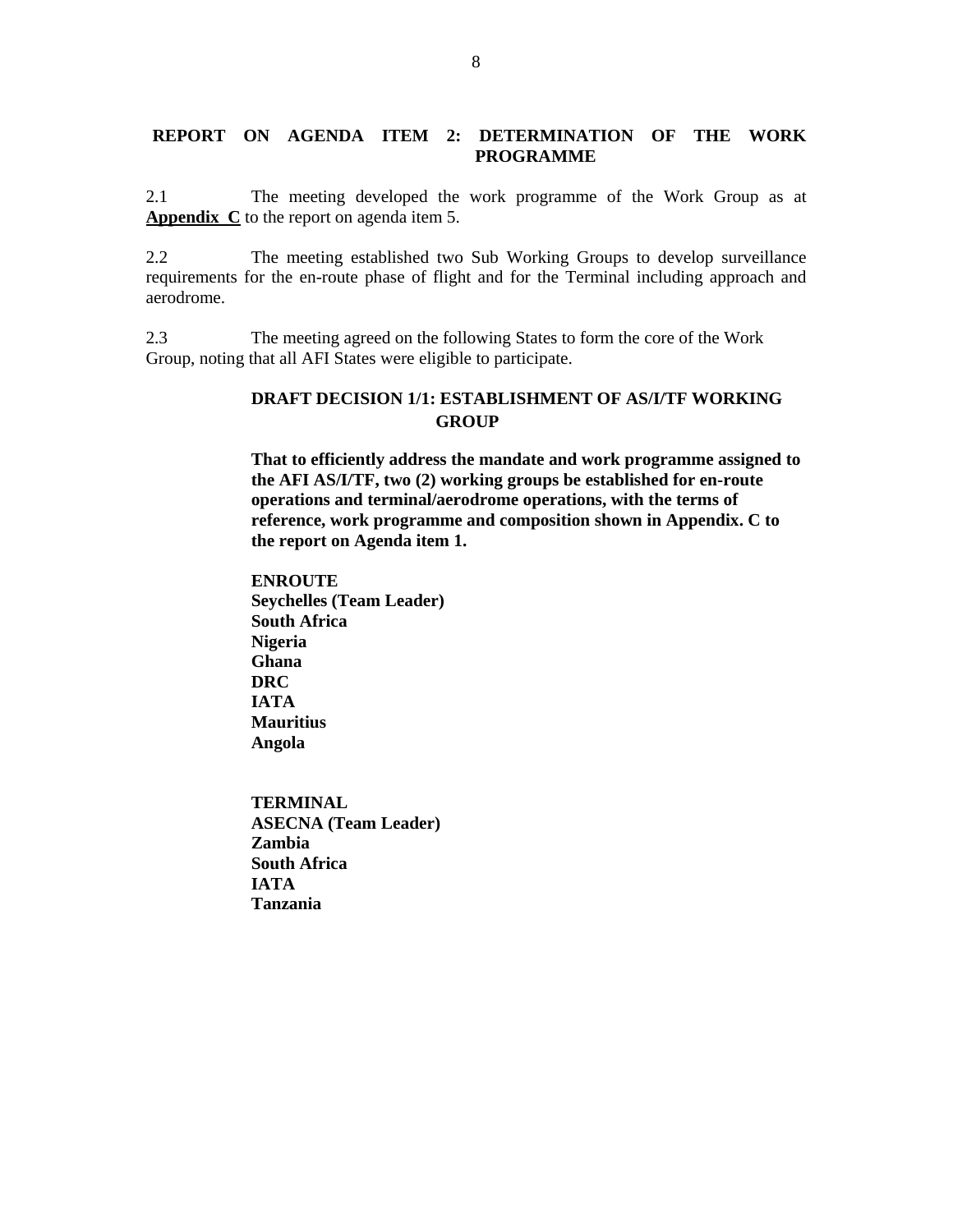## REPORT ON AGENDA ITEM 2: DETERMINATION OF THE WORK PROGRAMME

2.1 The meeting developed the work programme of the Work Group as at **Appendix C** to the report on agenda item 5.

2.2 The meeting established two Sub Working Groups to develop surveillance requirements for the en-route phase of flight and for the Terminal including approach and aerodrome.

2.3 The meeting agreed on the following States to form the core of the Work Group, noting that all AFI States were eligible to participate.

**DRAFT DECISION 1/1: ESTABLISHMENT OF AS/I/TF WORKING GROUP**

**That to efficiently address the mandate and work programme assigned to the AFI AS/I/TF, two (2) working groups be established for en-route operations and terminal/aerodrome operations, with the terms of reference, work programme and composition shown in Appendix. C to the report on Agenda item 1.**

**ENROUTE**
**Seychelles (Team Leader)**
**South Africa**
**Nigeria**
**Ghana**
**DRC**
**IATA**
**Mauritius**
**Angola**

**TERMINAL**
**ASECNA (Team Leader)**
**Zambia**
**South Africa**
**IATA**
**Tanzania**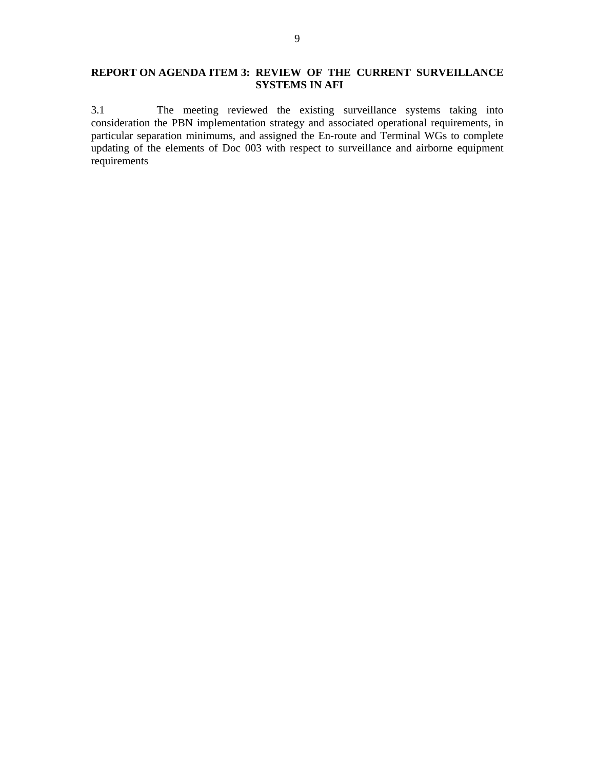## REPORT ON AGENDA ITEM 3: REVIEW OF THE CURRENT SURVEILLANCE SYSTEMS IN AFI

3.1 The meeting reviewed the existing surveillance systems taking into consideration the PBN implementation strategy and associated operational requirements, in particular separation minimums, and assigned the En-route and Terminal WGs to complete updating of the elements of Doc 003 with respect to surveillance and airborne equipment requirements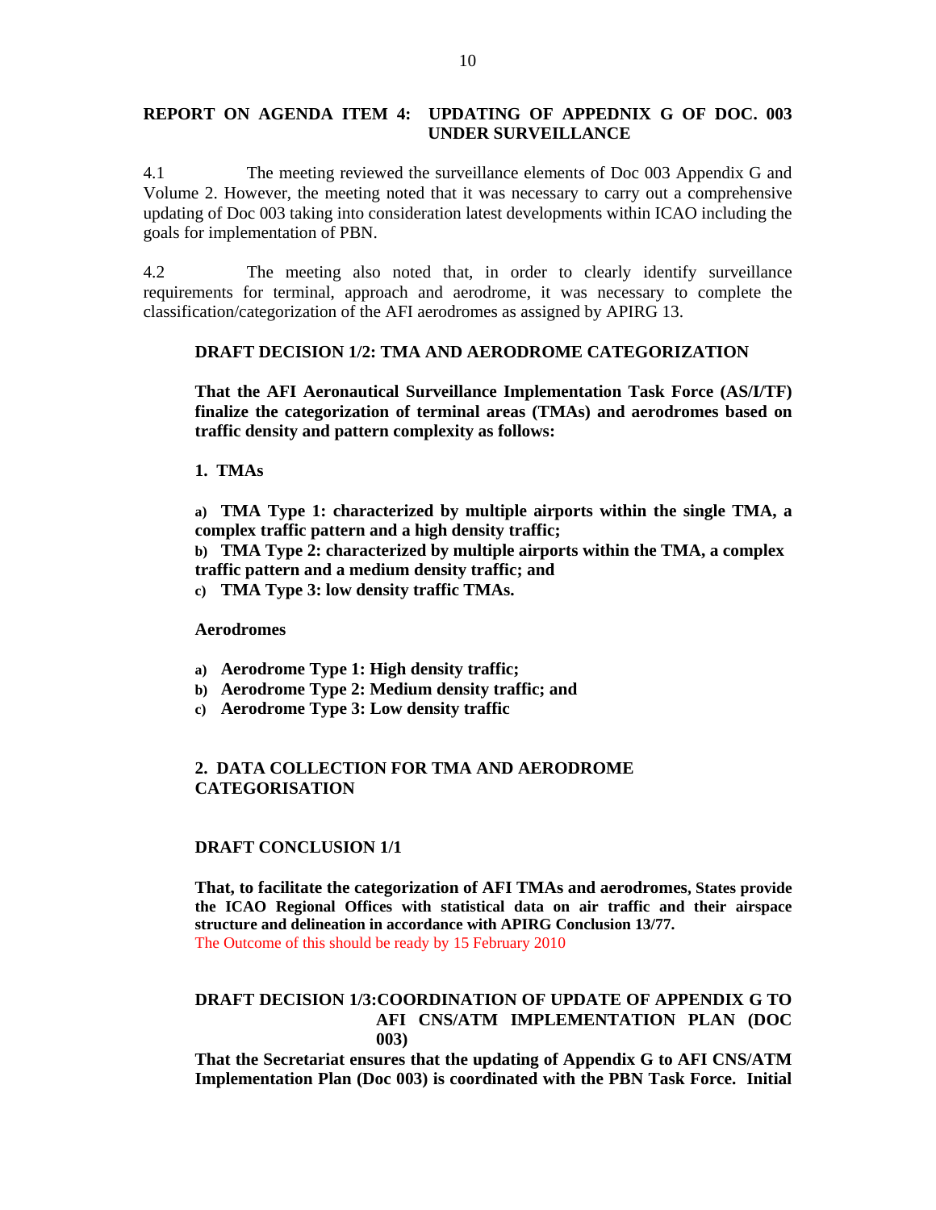## REPORT ON AGENDA ITEM 4: UPDATING OF APPEDNIX G OF DOC. 003 UNDER SURVEILLANCE

4.1 The meeting reviewed the surveillance elements of Doc 003 Appendix G and Volume 2. However, the meeting noted that it was necessary to carry out a comprehensive updating of Doc 003 taking into consideration latest developments within ICAO including the goals for implementation of PBN.

4.2 The meeting also noted that, in order to clearly identify surveillance requirements for terminal, approach and aerodrome, it was necessary to complete the classification/categorization of the AFI aerodromes as assigned by APIRG 13.

**DRAFT DECISION 1/2: TMA AND AERODROME CATEGORIZATION**

**That the AFI Aeronautical Surveillance Implementation Task Force (AS/I/TF) finalize the categorization of terminal areas (TMAs) and aerodromes based on traffic density and pattern complexity as follows:**

**1. TMAs**

**a) TMA Type 1: characterized by multiple airports within the single TMA, a complex traffic pattern and a high density traffic;**
**b) TMA Type 2: characterized by multiple airports within the TMA, a complex traffic pattern and a medium density traffic; and**
**c) TMA Type 3: low density traffic TMAs.**

**Aerodromes**

**a) Aerodrome Type 1: High density traffic;**
**b) Aerodrome Type 2: Medium density traffic; and**
**c) Aerodrome Type 3: Low density traffic**

**2. DATA COLLECTION FOR TMA AND AERODROME CATEGORISATION**

**DRAFT CONCLUSION 1/1**

**That, to facilitate the categorization of AFI TMAs and aerodromes, States provide the ICAO Regional Offices with statistical data on air traffic and their airspace structure and delineation in accordance with APIRG Conclusion 13/77.**
The Outcome of this should be ready by 15 February 2010

**DRAFT DECISION 1/3: COORDINATION OF UPDATE OF APPENDIX G TO AFI CNS/ATM IMPLEMENTATION PLAN (DOC 003)**

**That the Secretariat ensures that the updating of Appendix G to AFI CNS/ATM Implementation Plan (Doc 003) is coordinated with the PBN Task Force. Initial**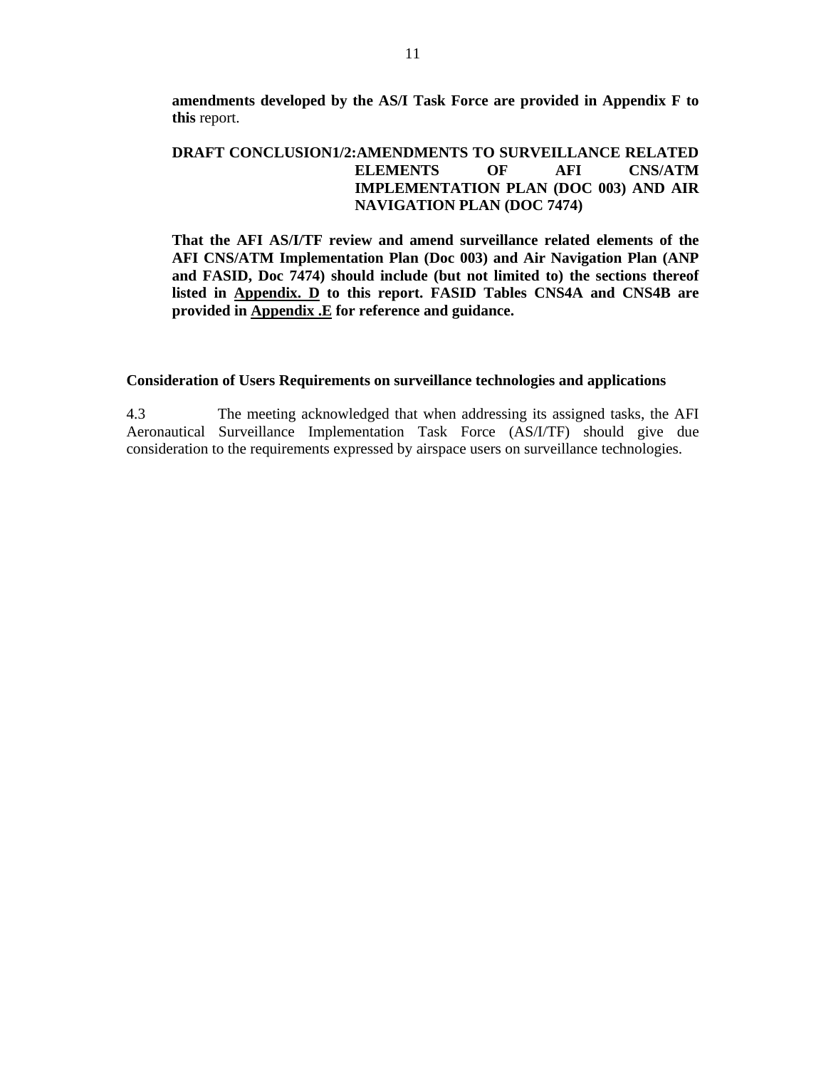**amendments developed by the AS/I Task Force are provided in Appendix F to this** report.

**DRAFT CONCLUSION1/2: AMENDMENTS TO SURVEILLANCE RELATED ELEMENTS OF AFI CNS/ATM IMPLEMENTATION PLAN (DOC 003) AND AIR NAVIGATION PLAN (DOC 7474)**

**That the AFI AS/I/TF review and amend surveillance related elements of the AFI CNS/ATM Implementation Plan (Doc 003) and Air Navigation Plan (ANP and FASID, Doc 7474) should include (but not limited to) the sections thereof listed in <u>Appendix. D</u> to this report. FASID Tables CNS4A and CNS4B are provided in <u>Appendix .E</u> for reference and guidance.**

**Consideration of Users Requirements on surveillance technologies and applications**

4.3 The meeting acknowledged that when addressing its assigned tasks, the AFI Aeronautical Surveillance Implementation Task Force (AS/I/TF) should give due consideration to the requirements expressed by airspace users on surveillance technologies.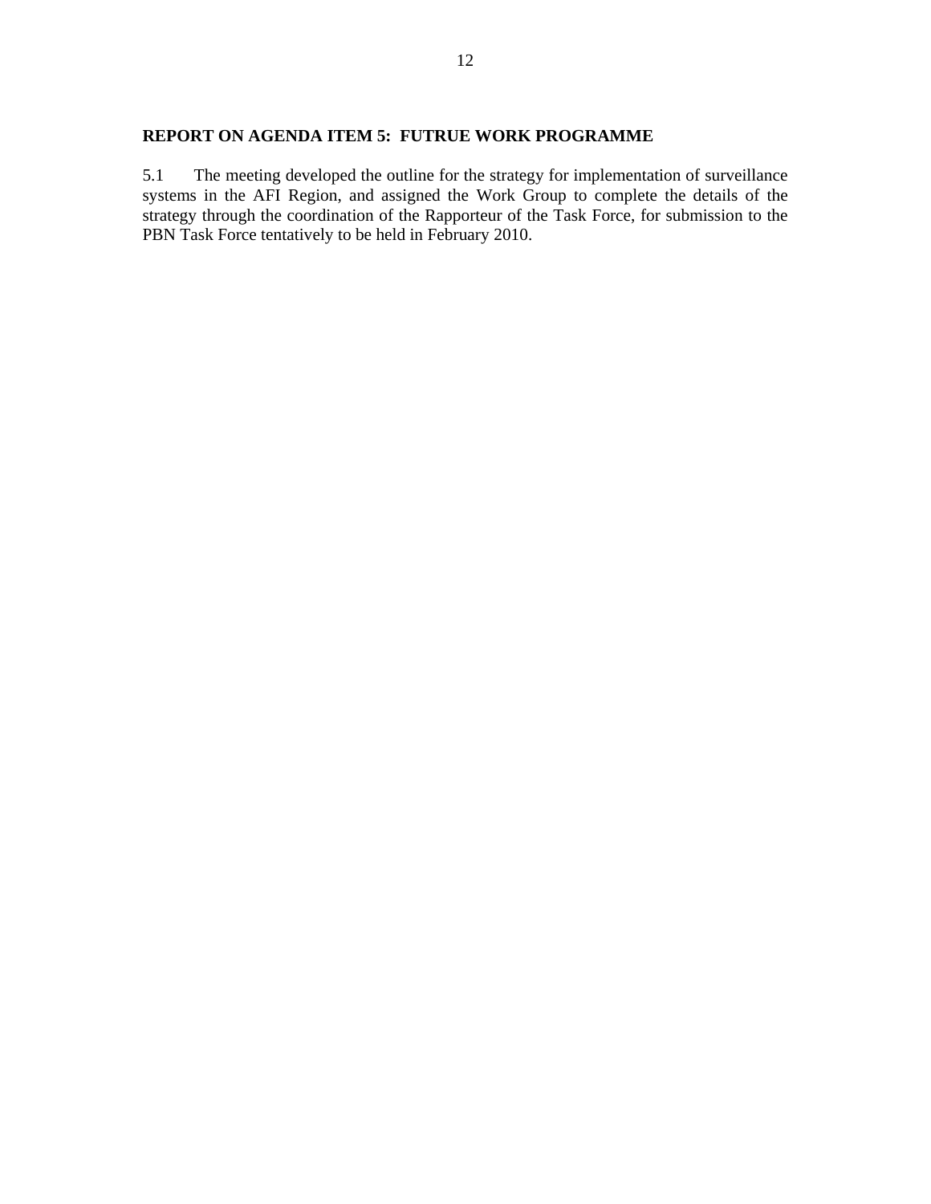**REPORT ON AGENDA ITEM 5: FUTRUE WORK PROGRAMME**

5.1 The meeting developed the outline for the strategy for implementation of surveillance systems in the AFI Region, and assigned the Work Group to complete the details of the strategy through the coordination of the Rapporteur of the Task Force, for submission to the PBN Task Force tentatively to be held in February 2010.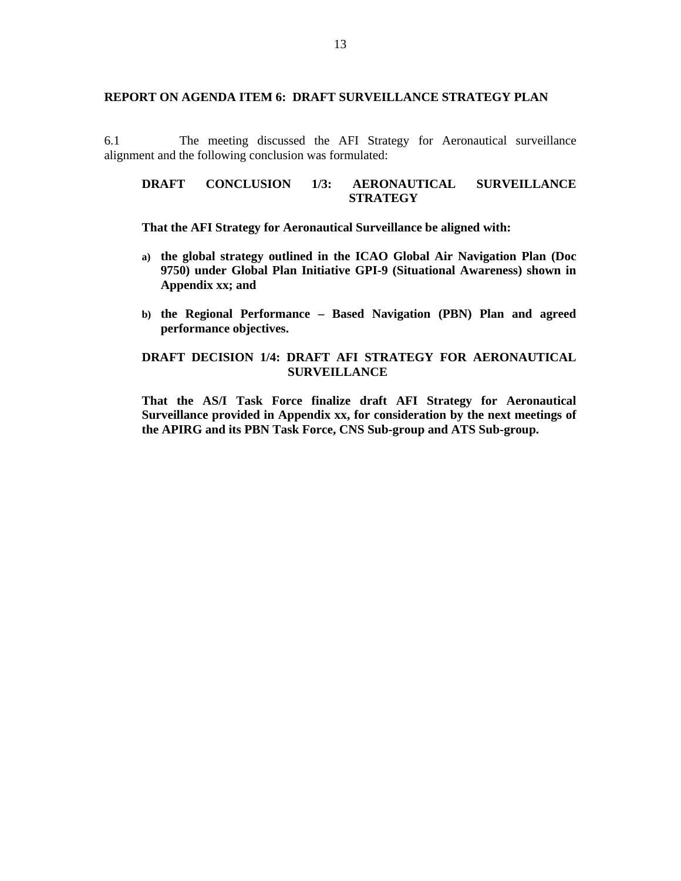## REPORT ON AGENDA ITEM 6: DRAFT SURVEILLANCE STRATEGY PLAN

6.1 The meeting discussed the AFI Strategy for Aeronautical surveillance alignment and the following conclusion was formulated:

**DRAFT CONCLUSION 1/3: AERONAUTICAL SURVEILLANCE STRATEGY**

**That the AFI Strategy for Aeronautical Surveillance be aligned with:**

**a) the global strategy outlined in the ICAO Global Air Navigation Plan (Doc 9750) under Global Plan Initiative GPI-9 (Situational Awareness) shown in Appendix xx; and**

**b) the Regional Performance – Based Navigation (PBN) Plan and agreed performance objectives.**

**DRAFT DECISION 1/4: DRAFT AFI STRATEGY FOR AERONAUTICAL SURVEILLANCE**

**That the AS/I Task Force finalize draft AFI Strategy for Aeronautical Surveillance provided in Appendix xx, for consideration by the next meetings of the APIRG and its PBN Task Force, CNS Sub-group and ATS Sub-group.**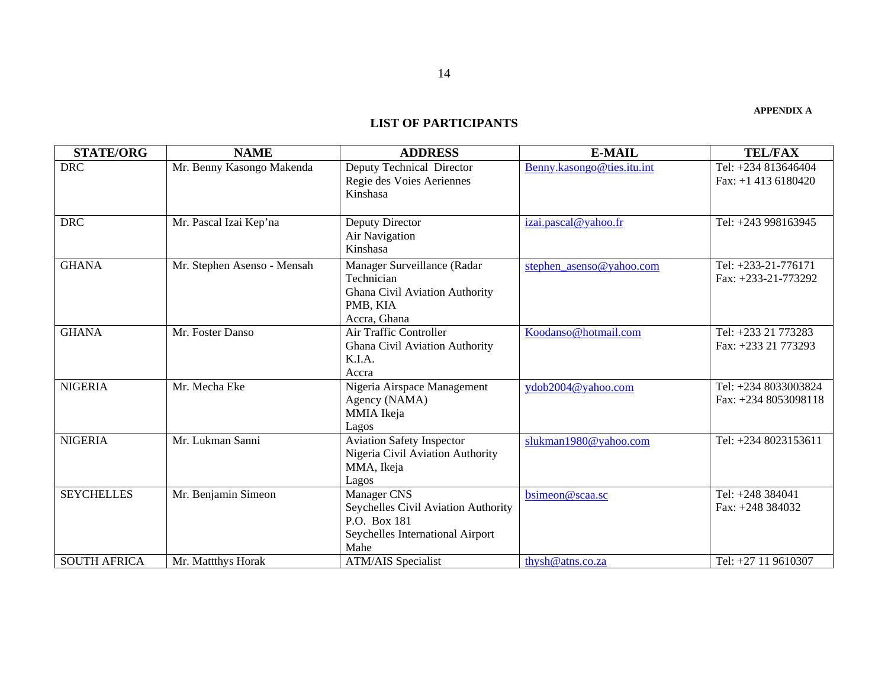APPENDIX A

## LIST OF PARTICIPANTS

| STATE/ORG | NAME | ADDRESS | E-MAIL | TEL/FAX |
|---|---|---|---|---|
| DRC | Mr. Benny Kasongo Makenda | Deputy Technical Director<br>Regie des Voies Aeriennes<br>Kinshasa | Benny.kasongo@ties.itu.int | Tel: +234 813646404<br>Fax: +1 413 6180420 |
| DRC | Mr. Pascal Izai Kep'na | Deputy Director<br>Air Navigation<br>Kinshasa | izai.pascal@yahoo.fr | Tel: +243 998163945 |
| GHANA | Mr. Stephen Asenso - Mensah | Manager Surveillance (Radar Technician<br>Ghana Civil Aviation Authority<br>PMB, KIA<br>Accra, Ghana | stephen_asenso@yahoo.com | Tel: +233-21-776171<br>Fax: +233-21-773292 |
| GHANA | Mr. Foster Danso | Air Traffic Controller<br>Ghana Civil Aviation Authority<br>K.I.A.<br>Accra | Koodanso@hotmail.com | Tel: +233 21 773283<br>Fax: +233 21 773293 |
| NIGERIA | Mr. Mecha Eke | Nigeria Airspace Management Agency (NAMA)<br>MMIA Ikeja<br>Lagos | ydob2004@yahoo.com | Tel: +234 8033003824<br>Fax: +234 8053098118 |
| NIGERIA | Mr. Lukman Sanni | Aviation Safety Inspector<br>Nigeria Civil Aviation Authority<br>MMA, Ikeja<br>Lagos | slukman1980@yahoo.com | Tel: +234 8023153611 |
| SEYCHELLES | Mr. Benjamin Simeon | Manager CNS<br>Seychelles Civil Aviation Authority<br>P.O. Box 181<br>Seychelles International Airport<br>Mahe | bsimeon@scaa.sc | Tel: +248 384041<br>Fax: +248 384032 |
| SOUTH AFRICA | Mr. Mattthys Horak | ATM/AIS Specialist | thysh@atns.co.za | Tel: +27 11 9610307 |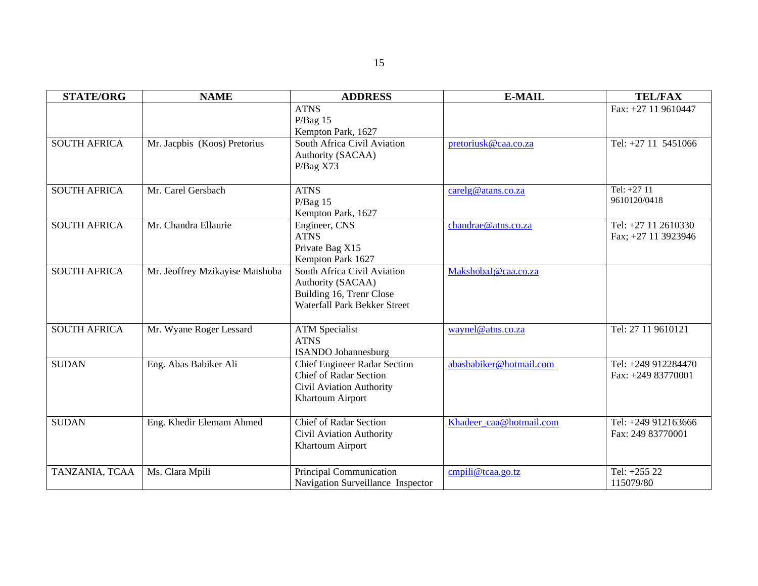| STATE/ORG | NAME | ADDRESS | E-MAIL | TEL/FAX |
|---|---|---|---|---|
| | | ATNS<br>P/Bag 15<br>Kempton Park, 1627 | | Fax: +27 11 9610447 |
| SOUTH AFRICA | Mr. Jacpbis (Koos) Pretorius | South Africa Civil Aviation Authority (SACAA)<br>P/Bag X73 | pretoriusk@caa.co.za | Tel: +27 11 5451066 |
| SOUTH AFRICA | Mr. Carel Gersbach | ATNS<br>P/Bag 15<br>Kempton Park, 1627 | carelg@atans.co.za | Tel: +27 11 9610120/0418 |
| SOUTH AFRICA | Mr. Chandra Ellaurie | Engineer, CNS<br>ATNS<br>Private Bag X15<br>Kempton Park 1627 | chandrae@atns.co.za | Tel: +27 11 2610330<br>Fax; +27 11 3923946 |
| SOUTH AFRICA | Mr. Jeoffrey Mzikayise Matshoba | South Africa Civil Aviation Authority (SACAA)<br>Building 16, Trenr Close<br>Waterfall Park Bekker Street | MakshobaJ@caa.co.za | |
| SOUTH AFRICA | Mr. Wyane Roger Lessard | ATM Specialist<br>ATNS<br>ISANDO Johannesburg | waynel@atns.co.za | Tel: 27 11 9610121 |
| SUDAN | Eng. Abas Babiker Ali | Chief Engineer Radar Section<br>Chief of Radar Section<br>Civil Aviation Authority<br>Khartoum Airport | abasbabiker@hotmail.com | Tel: +249 912284470<br>Fax: +249 83770001 |
| SUDAN | Eng. Khedir Elemam Ahmed | Chief of Radar Section<br>Civil Aviation Authority<br>Khartoum Airport | Khadeer_caa@hotmail.com | Tel: +249 912163666<br>Fax: 249 83770001 |
| TANZANIA, TCAA | Ms. Clara Mpili | Principal Communication Navigation Surveillance Inspector | cmpili@tcaa.go.tz | Tel: +255 22 115079/80 |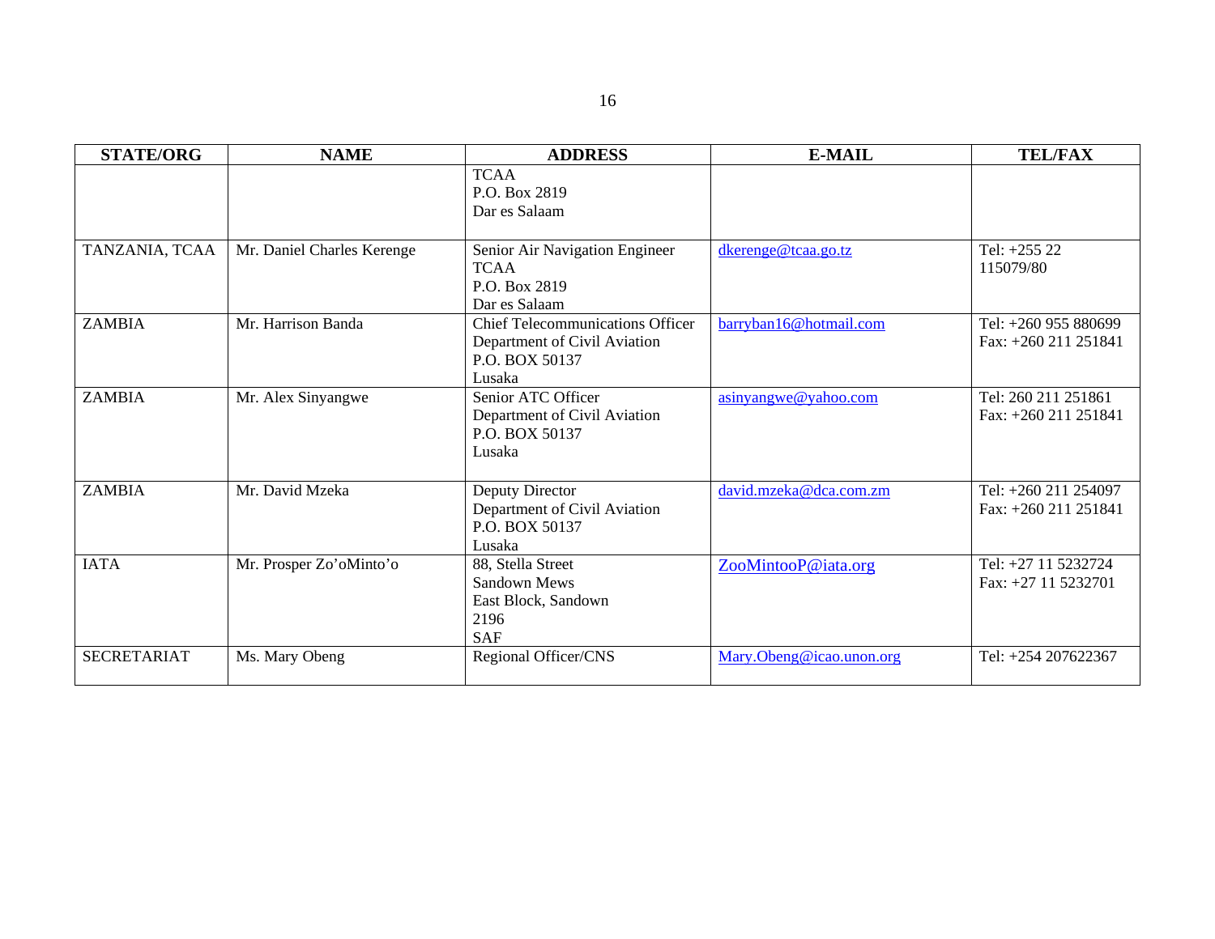| STATE/ORG | NAME | ADDRESS | E-MAIL | TEL/FAX |
|---|---|---|---|---|
| | | TCAA<br>P.O. Box 2819<br>Dar es Salaam | | |
| TANZANIA, TCAA | Mr. Daniel Charles Kerenge | Senior Air Navigation Engineer<br>TCAA<br>P.O. Box 2819<br>Dar es Salaam | dkerenge@tcaa.go.tz | Tel: +255 22 115079/80 |
| ZAMBIA | Mr. Harrison Banda | Chief Telecommunications Officer<br>Department of Civil Aviation<br>P.O. BOX 50137<br>Lusaka | barryban16@hotmail.com | Tel: +260 955 880699<br>Fax: +260 211 251841 |
| ZAMBIA | Mr. Alex Sinyangwe | Senior ATC Officer<br>Department of Civil Aviation<br>P.O. BOX 50137<br>Lusaka | asinyangwe@yahoo.com | Tel: 260 211 251861<br>Fax: +260 211 251841 |
| ZAMBIA | Mr. David Mzeka | Deputy Director<br>Department of Civil Aviation<br>P.O. BOX 50137<br>Lusaka | david.mzeka@dca.com.zm | Tel: +260 211 254097<br>Fax: +260 211 251841 |
| IATA | Mr. Prosper Zo'oMinto'o | 88, Stella Street<br>Sandown Mews<br>East Block, Sandown<br>2196<br>SAF | ZooMintooP@iata.org | Tel: +27 11 5232724<br>Fax: +27 11 5232701 |
| SECRETARIAT | Ms. Mary Obeng | Regional Officer/CNS | Mary.Obeng@icao.unon.org | Tel: +254 207622367 |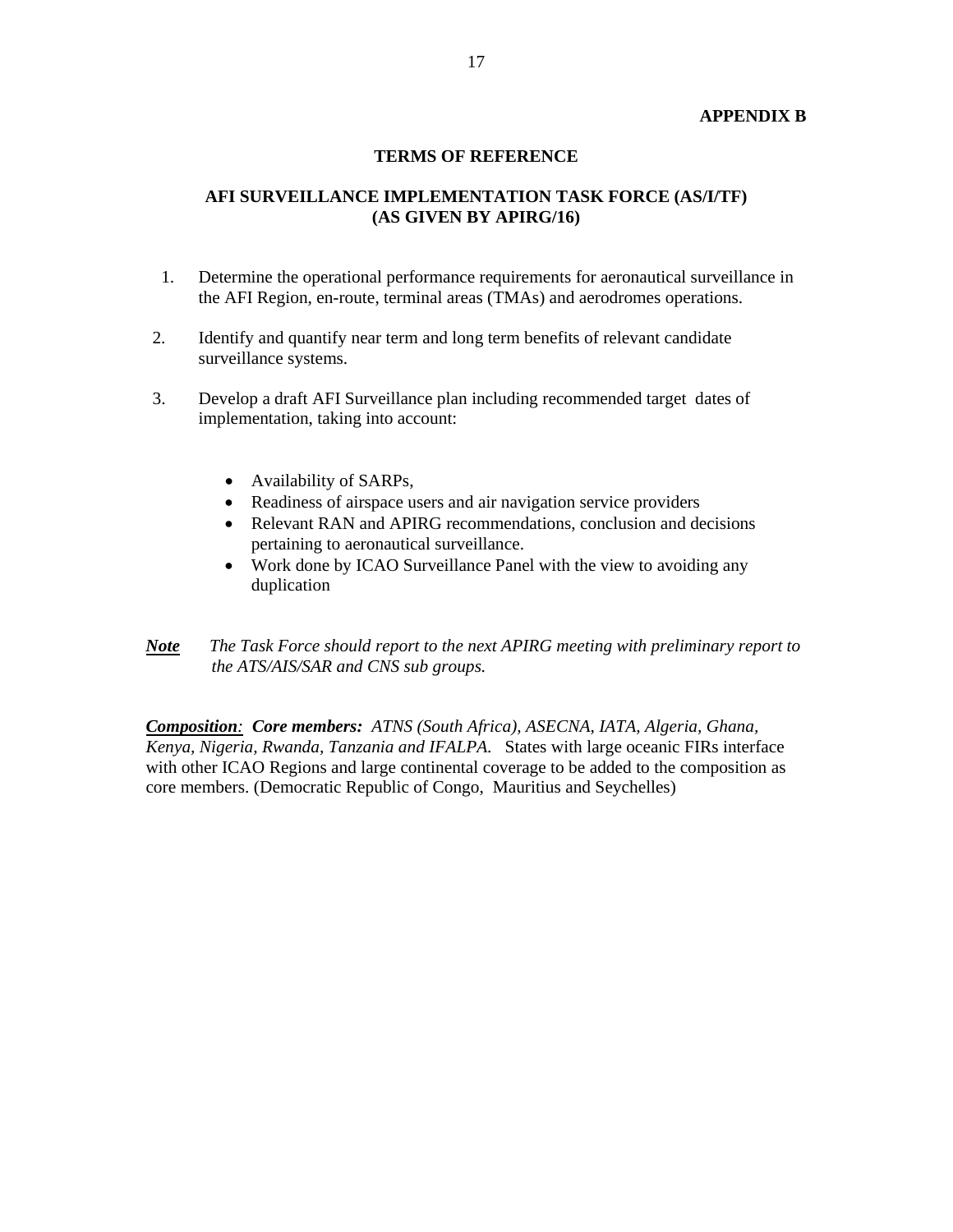**APPENDIX B**

## TERMS OF REFERENCE

## AFI SURVEILLANCE IMPLEMENTATION TASK FORCE (AS/I/TF) (AS GIVEN BY APIRG/16)

1. Determine the operational performance requirements for aeronautical surveillance in the AFI Region, en-route, terminal areas (TMAs) and aerodromes operations.

2. Identify and quantify near term and long term benefits of relevant candidate surveillance systems.

3. Develop a draft AFI Surveillance plan including recommended target dates of implementation, taking into account:

   - Availability of SARPs,
   - Readiness of airspace users and air navigation service providers
   - Relevant RAN and APIRG recommendations, conclusion and decisions pertaining to aeronautical surveillance.
   - Work done by ICAO Surveillance Panel with the view to avoiding any duplication

***Note*** *The Task Force should report to the next APIRG meeting with preliminary report to the ATS/AIS/SAR and CNS sub groups.*

***Composition**:* ***Core members:*** *ATNS (South Africa), ASECNA, IATA, Algeria, Ghana, Kenya, Nigeria, Rwanda, Tanzania and IFALPA.* States with large oceanic FIRs interface with other ICAO Regions and large continental coverage to be added to the composition as core members. (Democratic Republic of Congo, Mauritius and Seychelles)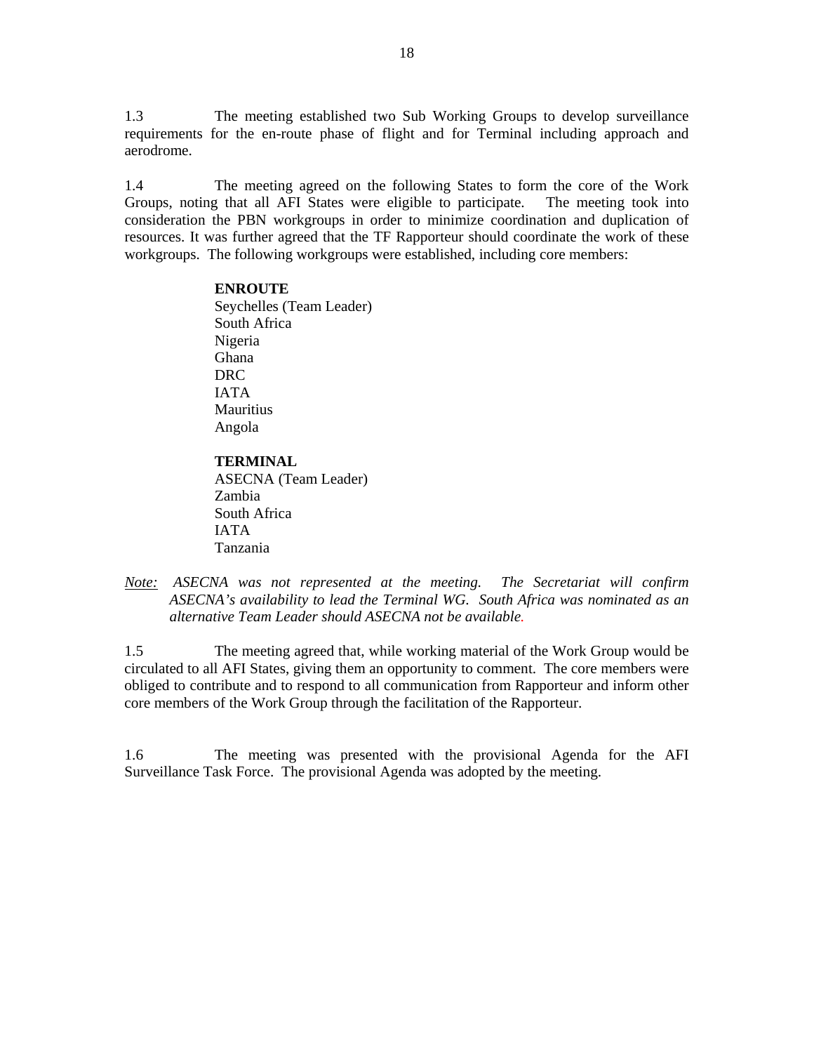1.3 The meeting established two Sub Working Groups to develop surveillance requirements for the en-route phase of flight and for Terminal including approach and aerodrome.

1.4 The meeting agreed on the following States to form the core of the Work Groups, noting that all AFI States were eligible to participate. The meeting took into consideration the PBN workgroups in order to minimize coordination and duplication of resources. It was further agreed that the TF Rapporteur should coordinate the work of these workgroups. The following workgroups were established, including core members:

**ENROUTE**
Seychelles (Team Leader)
South Africa
Nigeria
Ghana
DRC
IATA
Mauritius
Angola

**TERMINAL**
ASECNA (Team Leader)
Zambia
South Africa
IATA
Tanzania

<u>*Note:*</u> *ASECNA was not represented at the meeting. The Secretariat will confirm ASECNA's availability to lead the Terminal WG. South Africa was nominated as an alternative Team Leader should ASECNA not be available.*

1.5 The meeting agreed that, while working material of the Work Group would be circulated to all AFI States, giving them an opportunity to comment. The core members were obliged to contribute and to respond to all communication from Rapporteur and inform other core members of the Work Group through the facilitation of the Rapporteur.

1.6 The meeting was presented with the provisional Agenda for the AFI Surveillance Task Force. The provisional Agenda was adopted by the meeting.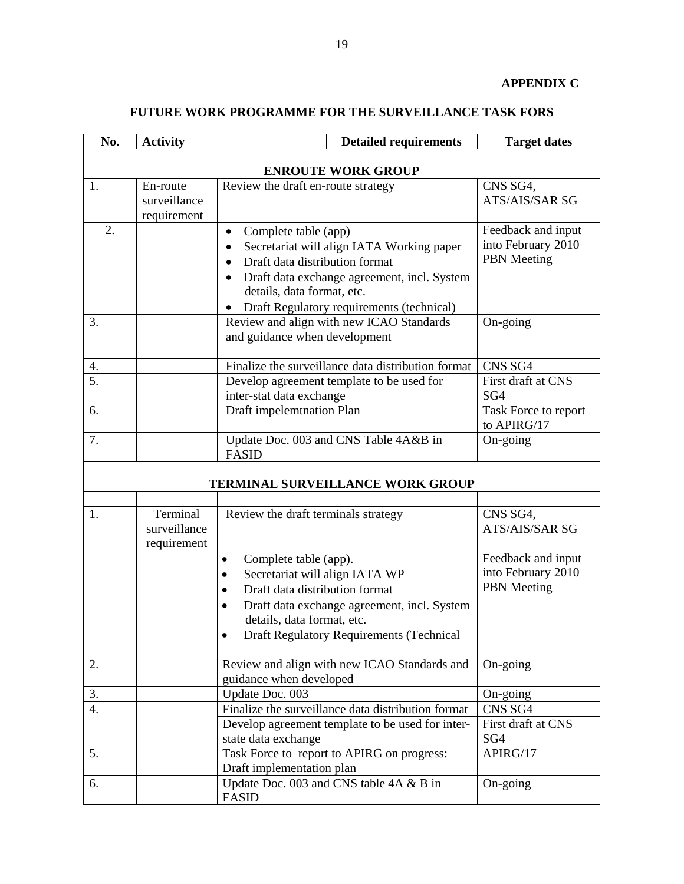**APPENDIX C**

## FUTURE WORK PROGRAMME FOR THE SURVEILLANCE TASK FORS

| No. | Activity | Detailed requirements | Target dates |
|---|---|---|---|
| | | **ENROUTE WORK GROUP** | |
| 1. | En-route surveillance requirement | Review the draft en-route strategy | CNS SG4, ATS/AIS/SAR SG |
| 2. | | • Complete table (app)<br>• Secretariat will align IATA Working paper<br>• Draft data distribution format<br>• Draft data exchange agreement, incl. System details, data format, etc.<br>• Draft Regulatory requirements (technical) | Feedback and input into February 2010 PBN Meeting |
| 3. | | Review and align with new ICAO Standards and guidance when development | On-going |
| 4. | | Finalize the surveillance data distribution format | CNS SG4 |
| 5. | | Develop agreement template to be used for inter-stat data exchange | First draft at CNS SG4 |
| 6. | | Draft impelemtnation Plan | Task Force to report to APIRG/17 |
| 7. | | Update Doc. 003 and CNS Table 4A&B in FASID | On-going |
| | | **TERMINAL SURVEILLANCE WORK GROUP** | |
| | | | |
| 1. | Terminal surveillance requirement | Review the draft terminals strategy | CNS SG4, ATS/AIS/SAR SG |
| | | • Complete table (app).<br>• Secretariat will align IATA WP<br>• Draft data distribution format<br>• Draft data exchange agreement, incl. System details, data format, etc.<br>• Draft Regulatory Requirements (Technical | Feedback and input into February 2010 PBN Meeting |
| 2. | | Review and align with new ICAO Standards and guidance when developed | On-going |
| 3. | | Update Doc. 003 | On-going |
| 4. | | Finalize the surveillance data distribution format | CNS SG4 |
| | | Develop agreement template to be used for inter-state data exchange | First draft at CNS SG4 |
| 5. | | Task Force to report to APIRG on progress: Draft implementation plan | APIRG/17 |
| 6. | | Update Doc. 003 and CNS table 4A & B in FASID | On-going |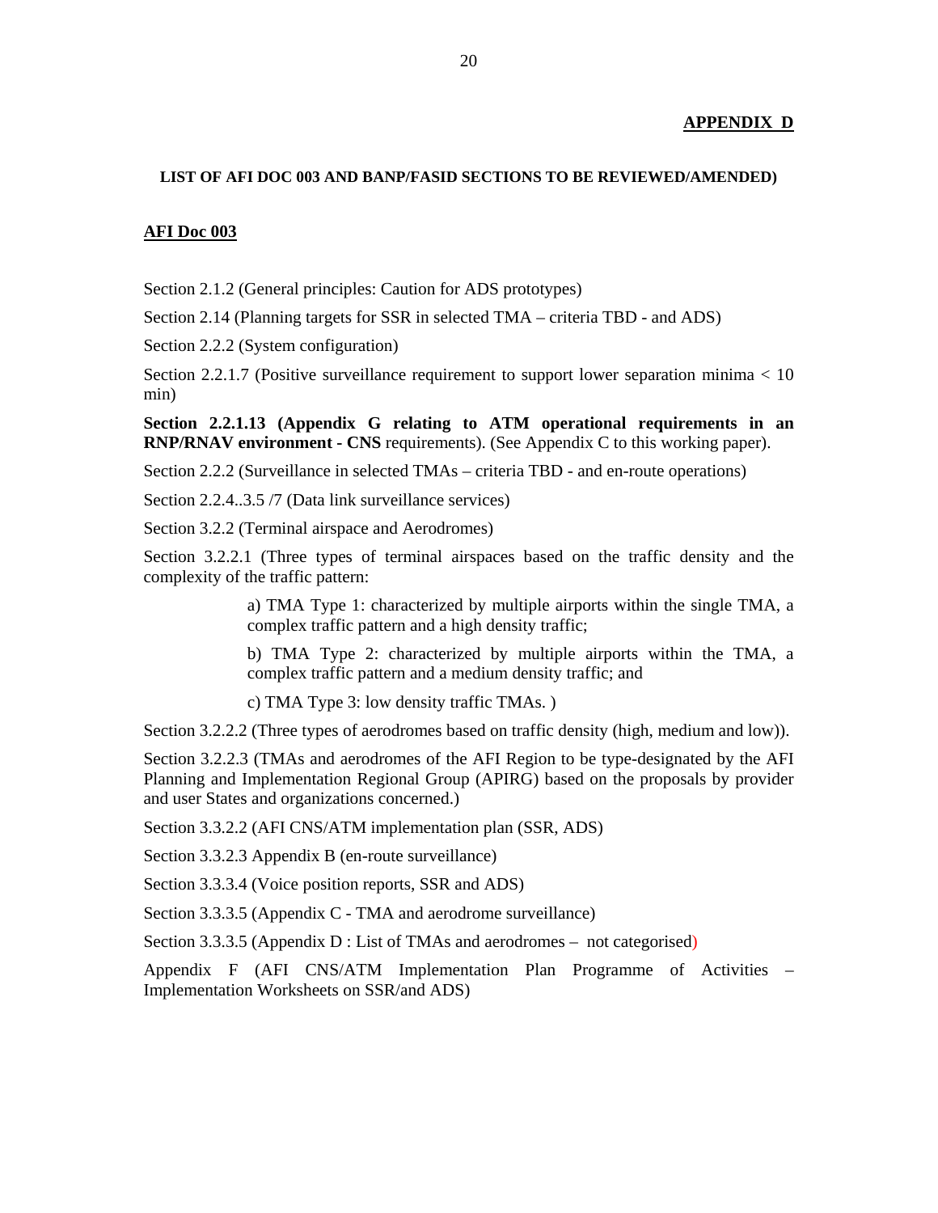**APPENDIX D**

**LIST OF AFI DOC 003 AND BANP/FASID SECTIONS TO BE REVIEWED/AMENDED)**

**AFI Doc 003**

Section 2.1.2 (General principles: Caution for ADS prototypes)

Section 2.14 (Planning targets for SSR in selected TMA – criteria TBD - and ADS)

Section 2.2.2 (System configuration)

Section 2.2.1.7 (Positive surveillance requirement to support lower separation minima < 10 min)

**Section 2.2.1.13 (Appendix G relating to ATM operational requirements in an RNP/RNAV environment - CNS** requirements). (See Appendix C to this working paper).

Section 2.2.2 (Surveillance in selected TMAs – criteria TBD - and en-route operations)

Section 2.2.4..3.5 /7 (Data link surveillance services)

Section 3.2.2 (Terminal airspace and Aerodromes)

Section 3.2.2.1 (Three types of terminal airspaces based on the traffic density and the complexity of the traffic pattern:

> a) TMA Type 1: characterized by multiple airports within the single TMA, a complex traffic pattern and a high density traffic;
>
> b) TMA Type 2: characterized by multiple airports within the TMA, a complex traffic pattern and a medium density traffic; and
>
> c) TMA Type 3: low density traffic TMAs. )

Section 3.2.2.2 (Three types of aerodromes based on traffic density (high, medium and low)).

Section 3.2.2.3 (TMAs and aerodromes of the AFI Region to be type-designated by the AFI Planning and Implementation Regional Group (APIRG) based on the proposals by provider and user States and organizations concerned.)

Section 3.3.2.2 (AFI CNS/ATM implementation plan (SSR, ADS)

Section 3.3.2.3 Appendix B (en-route surveillance)

Section 3.3.3.4 (Voice position reports, SSR and ADS)

Section 3.3.3.5 (Appendix C - TMA and aerodrome surveillance)

Section 3.3.3.5 (Appendix D : List of TMAs and aerodromes – not categorised)

Appendix F (AFI CNS/ATM Implementation Plan Programme of Activities – Implementation Worksheets on SSR/and ADS)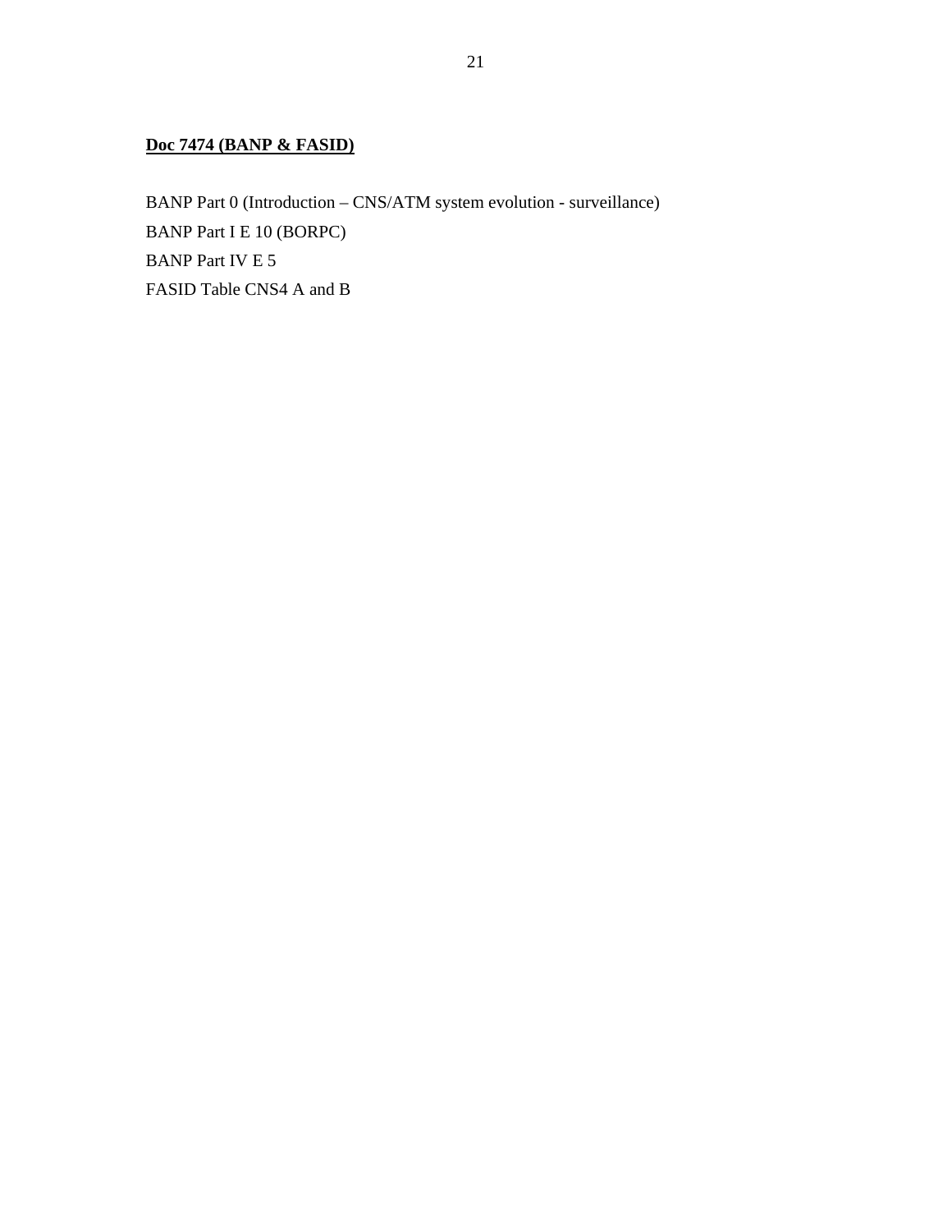**<u>Doc 7474 (BANP & FASID)</u>**

BANP Part 0 (Introduction – CNS/ATM system evolution - surveillance)

BANP Part I E 10 (BORPC)

BANP Part IV E 5

FASID Table CNS4 A and B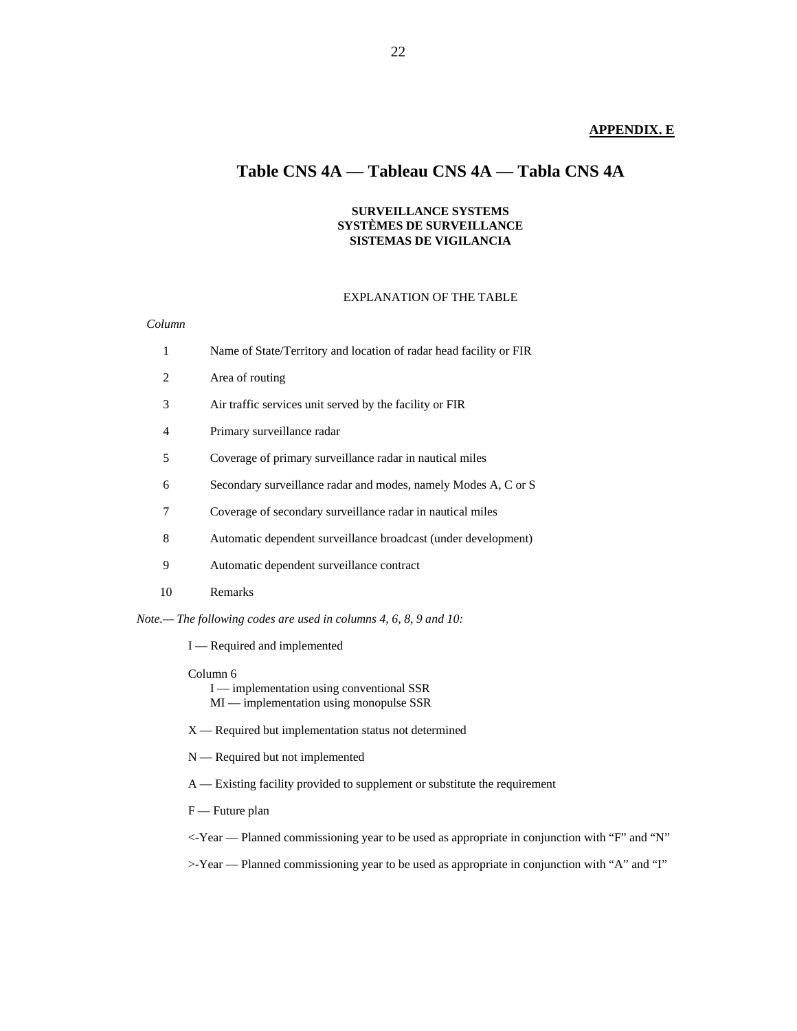**APPENDIX. E**

# Table CNS 4A — Tableau CNS 4A — Tabla CNS 4A

**SURVEILLANCE SYSTEMS**
**SYSTÈMES DE SURVEILLANCE**
**SISTEMAS DE VIGILANCIA**

EXPLANATION OF THE TABLE

*Column*

1 Name of State/Territory and location of radar head facility or FIR

2 Area of routing

3 Air traffic services unit served by the facility or FIR

4 Primary surveillance radar

5 Coverage of primary surveillance radar in nautical miles

6 Secondary surveillance radar and modes, namely Modes A, C or S

7 Coverage of secondary surveillance radar in nautical miles

8 Automatic dependent surveillance broadcast (under development)

9 Automatic dependent surveillance contract

10 Remarks

*Note.— The following codes are used in columns 4, 6, 8, 9 and 10:*

I — Required and implemented

Column 6
I — implementation using conventional SSR
MI — implementation using monopulse SSR

X — Required but implementation status not determined

N — Required but not implemented

A — Existing facility provided to supplement or substitute the requirement

F — Future plan

<-Year — Planned commissioning year to be used as appropriate in conjunction with "F" and "N"

>-Year — Planned commissioning year to be used as appropriate in conjunction with "A" and "I"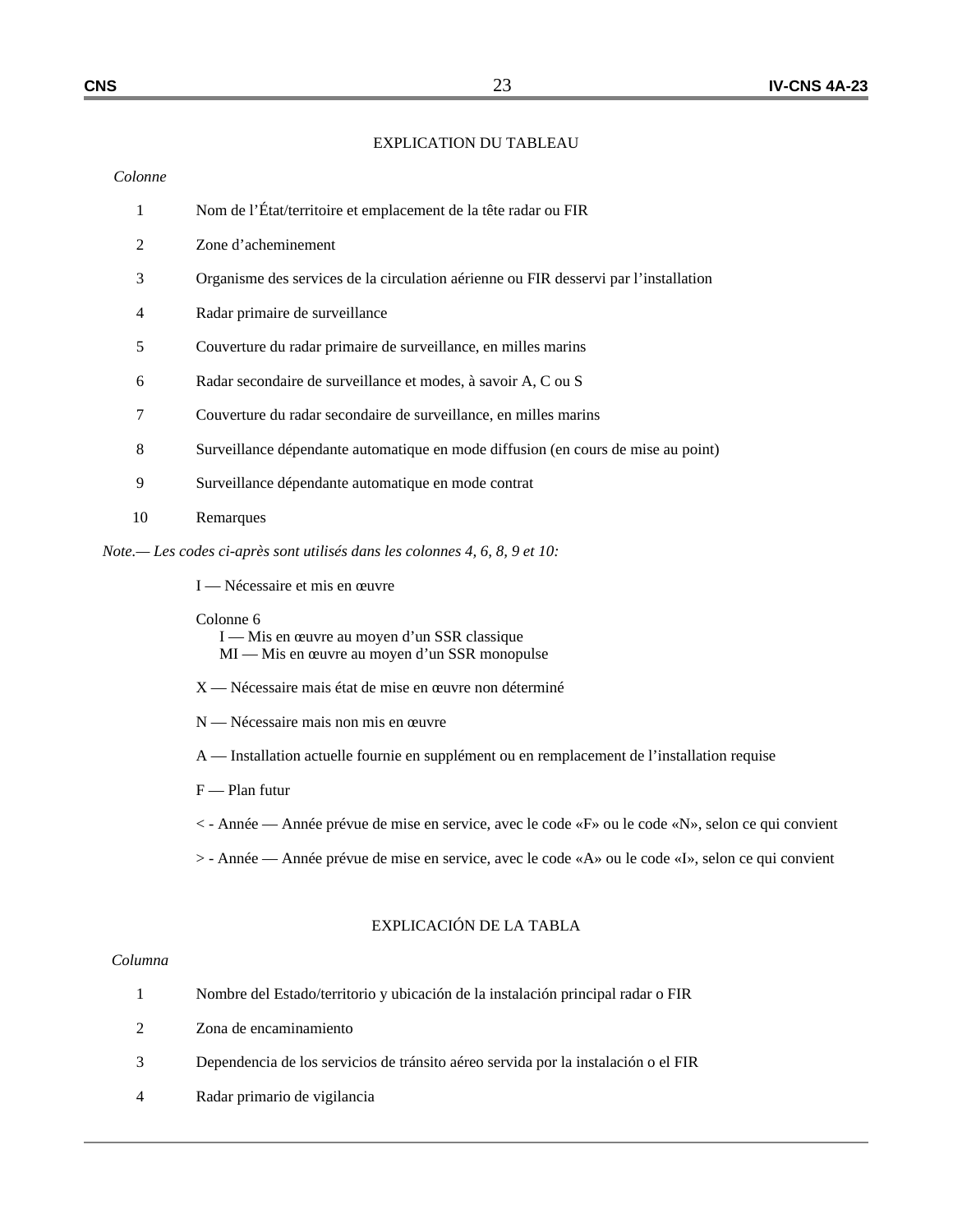## EXPLICATION DU TABLEAU

*Colonne*

1 Nom de l'État/territoire et emplacement de la tête radar ou FIR

2 Zone d'acheminement

3 Organisme des services de la circulation aérienne ou FIR desservi par l'installation

4 Radar primaire de surveillance

5 Couverture du radar primaire de surveillance, en milles marins

6 Radar secondaire de surveillance et modes, à savoir A, C ou S

7 Couverture du radar secondaire de surveillance, en milles marins

8 Surveillance dépendante automatique en mode diffusion (en cours de mise au point)

9 Surveillance dépendante automatique en mode contrat

10 Remarques

*Note.— Les codes ci-après sont utilisés dans les colonnes 4, 6, 8, 9 et 10:*

I — Nécessaire et mis en œuvre

Colonne 6
I — Mis en œuvre au moyen d'un SSR classique
MI — Mis en œuvre au moyen d'un SSR monopulse

X — Nécessaire mais état de mise en œuvre non déterminé

N — Nécessaire mais non mis en œuvre

A — Installation actuelle fournie en supplément ou en remplacement de l'installation requise

F — Plan futur

< - Année — Année prévue de mise en service, avec le code «F» ou le code «N», selon ce qui convient

> - Année — Année prévue de mise en service, avec le code «A» ou le code «I», selon ce qui convient

## EXPLICACIÓN DE LA TABLA

*Columna*

1 Nombre del Estado/territorio y ubicación de la instalación principal radar o FIR

2 Zona de encaminamiento

3 Dependencia de los servicios de tránsito aéreo servida por la instalación o el FIR

4 Radar primario de vigilancia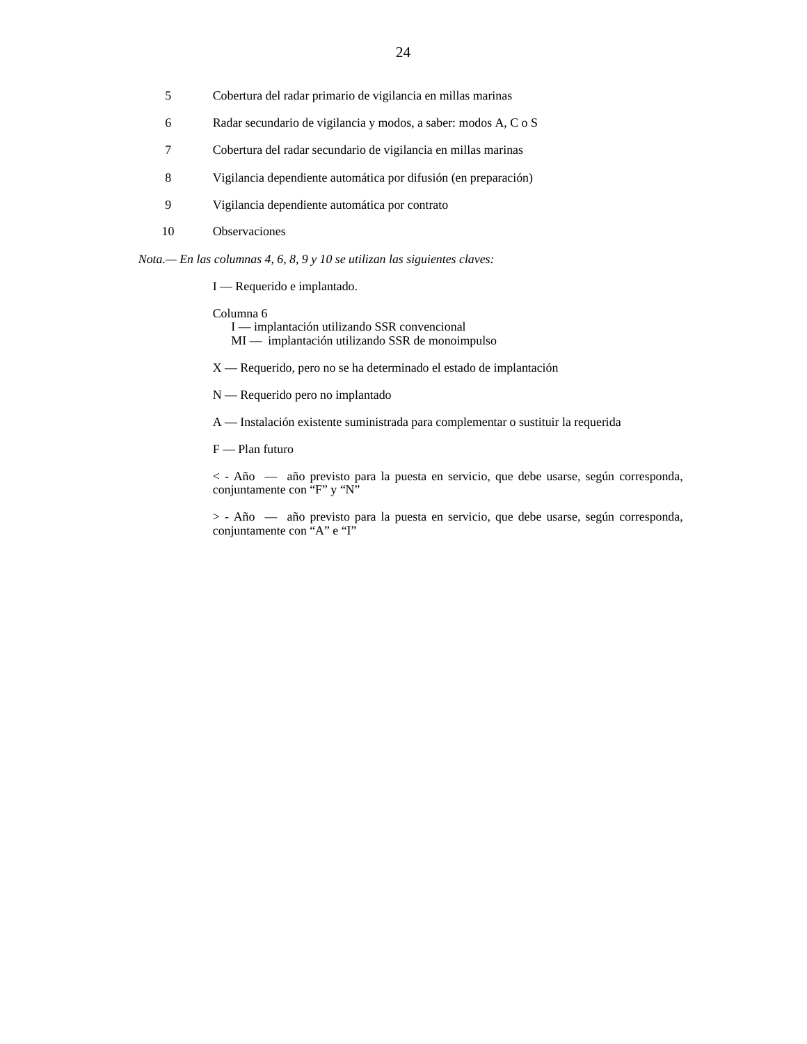5 Cobertura del radar primario de vigilancia en millas marinas

6 Radar secundario de vigilancia y modos, a saber: modos A, C o S

7 Cobertura del radar secundario de vigilancia en millas marinas

8 Vigilancia dependiente automática por difusión (en preparación)

9 Vigilancia dependiente automática por contrato

10 Observaciones

*Nota.— En las columnas 4, 6, 8, 9 y 10 se utilizan las siguientes claves:*

I — Requerido e implantado.

Columna 6
- I — implantación utilizando SSR convencional
- MI — implantación utilizando SSR de monoimpulso

X — Requerido, pero no se ha determinado el estado de implantación

N — Requerido pero no implantado

A — Instalación existente suministrada para complementar o sustituir la requerida

F — Plan futuro

< - Año — año previsto para la puesta en servicio, que debe usarse, según corresponda, conjuntamente con “F” y “N”

> - Año — año previsto para la puesta en servicio, que debe usarse, según corresponda, conjuntamente con “A” e “I”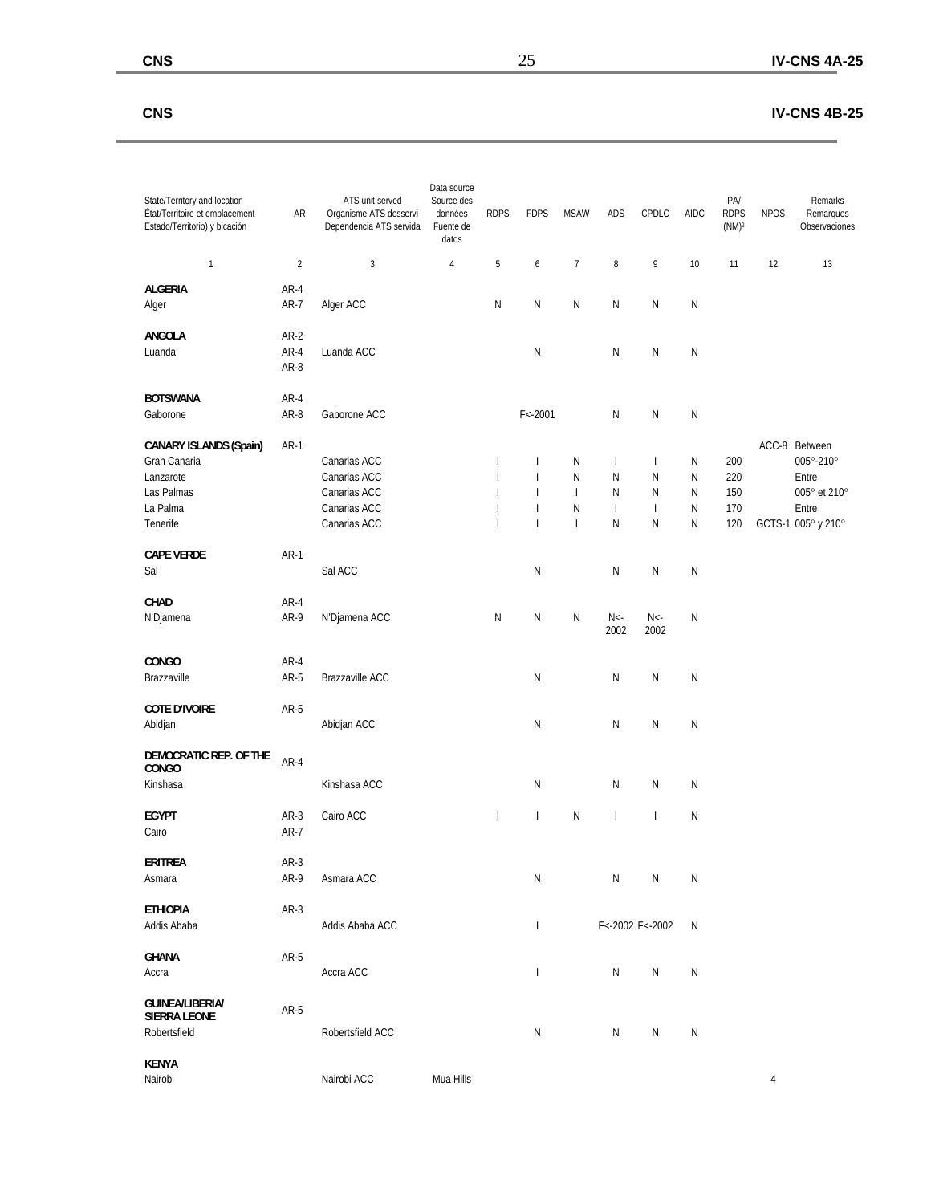| State/Territory and location<br>État/Territoire et emplacement<br>Estado/Territorio) y bicación | AR | ATS unit served<br>Organisme ATS desservi<br>Dependencia ATS servida | Data source<br>Source des données<br>Fuente de datos | RDPS | FDPS | MSAW | ADS | CPDLC | AIDC | PA/<br>RDPS<br>(NM)[2] | NPOS | Remarks<br>Remarques<br>Observaciones |
|---|---|---|---|---|---|---|---|---|---|---|---|---|
| 1 | 2 | 3 | 4 | 5 | 6 | 7 | 8 | 9 | 10 | 11 | 12 | 13 |
| **ALGERIA** | AR-4 | | | | | | | | | | | |
| Alger | AR-7 | Alger ACC | | N | N | N | N | N | N | | | |
| **ANGOLA** | AR-2 | | | | | | | | | | | |
| Luanda | AR-4 | Luanda ACC | | | N | | N | N | N | | | |
| | AR-8 | | | | | | | | | | | |
| **BOTSWANA** | AR-4 | | | | | | | | | | | |
| Gaborone | AR-8 | Gaborone ACC | | | F<-2001 | | N | N | N | | | |
| **CANARY ISLANDS (Spain)** | AR-1 | | | | | | | | | | ACC-8 | Between |
| Gran Canaria | | Canarias ACC | | I | I | N | I | I | N | 200 | | 005°-210° |
| Lanzarote | | Canarias ACC | | I | I | N | N | N | N | 220 | | Entre |
| Las Palmas | | Canarias ACC | | I | I | I | N | N | N | 150 | | 005° et 210° |
| La Palma | | Canarias ACC | | I | I | N | I | I | N | 170 | | Entre |
| Tenerife | | Canarias ACC | | I | I | I | N | N | N | 120 | GCTS-1 | 005° y 210° |
| **CAPE VERDE** | AR-1 | | | | | | | | | | | |
| Sal | | Sal ACC | | | N | | N | N | N | | | |
| **CHAD** | AR-4 | | | | | | | | | | | |
| N'Djamena | AR-9 | N'Djamena ACC | | N | N | N | N<-2002 | N<-2002 | N | | | |
| **CONGO** | AR-4 | | | | | | | | | | | |
| Brazzaville | AR-5 | Brazzaville ACC | | | N | | N | N | N | | | |
| **COTE D'IVOIRE** | AR-5 | | | | | | | | | | | |
| Abidjan | | Abidjan ACC | | | N | | N | N | N | | | |
| **DEMOCRATIC REP. OF THE CONGO** | AR-4 | | | | | | | | | | | |
| Kinshasa | | Kinshasa ACC | | | N | | N | N | N | | | |
| **EGYPT** | AR-3 | Cairo ACC | | I | I | N | I | I | N | | | |
| Cairo | AR-7 | | | | | | | | | | | |
| **ERITREA** | AR-3 | | | | | | | | | | | |
| Asmara | AR-9 | Asmara ACC | | | N | | N | N | N | | | |
| **ETHIOPIA** | AR-3 | | | | | | | | | | | |
| Addis Ababa | | Addis Ababa ACC | | | I | | F<-2002 | F<-2002 | N | | | |
| **GHANA** | AR-5 | | | | | | | | | | | |
| Accra | | Accra ACC | | | I | | N | N | N | | | |
| **GUINEA/LIBERIA/ SIERRA LEONE** | AR-5 | | | | | | | | | | | |
| Robertsfield | | Robertsfield ACC | | | N | | N | N | N | | | |
| **KENYA** | | | | | | | | | | | | |
| Nairobi | | Nairobi ACC | Mua Hills | | | | | | | | 4 | |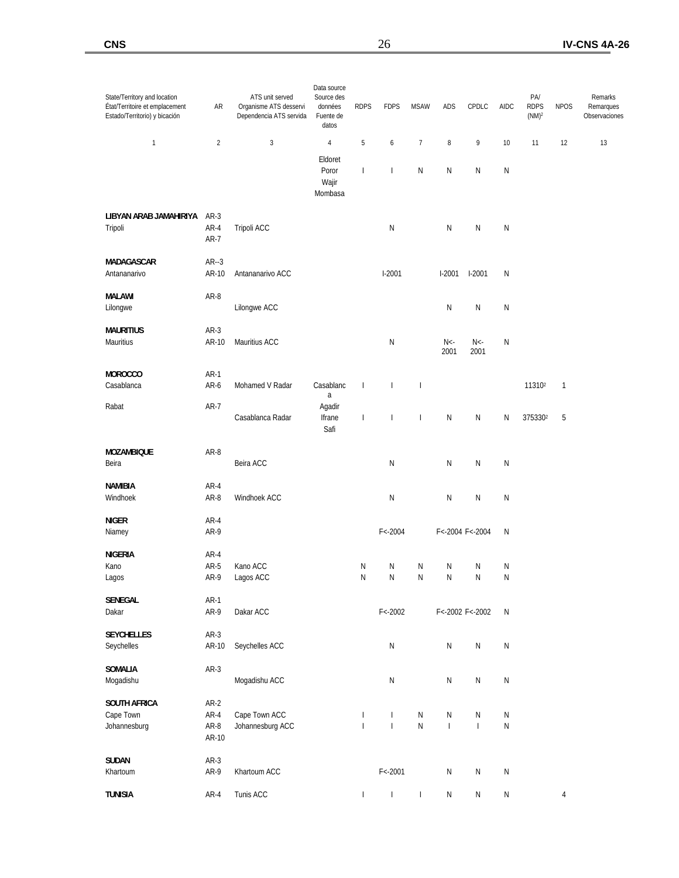| State/Territory and location<br>État/Territoire et emplacement<br>Estado/Territorio) y bicación | AR | ATS unit served<br>Organisme ATS desservi<br>Dependencia ATS servida | Data source<br>Source des données<br>Fuente de datos | RDPS | FDPS | MSAW | ADS | CPDLC | AIDC | PA/ RDPS (NM)[2] | NPOS | Remarks<br>Remarques<br>Observaciones |
|---|---|---|---|---|---|---|---|---|---|---|---|---|
| 1 | 2 | 3 | 4 | 5 | 6 | 7 | 8 | 9 | 10 | 11 | 12 | 13 |
| | | | Eldoret<br>Poror<br>Wajir<br>Mombasa | I | I | N | N | N | N | | | |
| **LIBYAN ARAB JAMAHIRIYA** | AR-3 | | | | | | | | | | | |
| Tripoli | AR-4<br>AR-7 | Tripoli ACC | | | N | | N | N | N | | | |
| **MADAGASCAR** | AR--3 | | | | | | | | | | | |
| Antananarivo | AR-10 | Antananarivo ACC | | | I-2001 | | I-2001 | I-2001 | N | | | |
| **MALAWI** | AR-8 | | | | | | | | | | | |
| Lilongwe | | Lilongwe ACC | | | | | N | N | N | | | |
| **MAURITIUS** | AR-3 | | | | | | | | | | | |
| Mauritius | AR-10 | Mauritius ACC | | | N | | N<-2001 | N<-2001 | N | | | |
| **MOROCCO** | AR-1 | | | | | | | | | | | |
| Casablanca | AR-6 | Mohamed V Radar | Casablanca | I | I | I | | | | 11310[2] | 1 | |
| Rabat | AR-7 | Casablanca Radar | Agadir<br>Ifrane<br>Safi | I | I | I | N | N | N | 375330[2] | 5 | |
| **MOZAMBIQUE** | AR-8 | | | | | | | | | | | |
| Beira | | Beira ACC | | | N | | N | N | N | | | |
| **NAMIBIA** | AR-4 | | | | | | | | | | | |
| Windhoek | AR-8 | Windhoek ACC | | | N | | N | N | N | | | |
| **NIGER** | AR-4 | | | | | | | | | | | |
| Niamey | AR-9 | | | | F<-2004 | | F<-2004 | F<-2004 | N | | | |
| **NIGERIA** | AR-4 | | | | | | | | | | | |
| Kano | AR-5 | Kano ACC | | N | N | N | N | N | N | | | |
| Lagos | AR-9 | Lagos ACC | | N | N | N | N | N | N | | | |
| **SENEGAL** | AR-1 | | | | | | | | | | | |
| Dakar | AR-9 | Dakar ACC | | | F<-2002 | | F<-2002 | F<-2002 | N | | | |
| **SEYCHELLES** | AR-3 | | | | | | | | | | | |
| Seychelles | AR-10 | Seychelles ACC | | | N | | N | N | N | | | |
| **SOMALIA** | AR-3 | | | | | | | | | | | |
| Mogadishu | | Mogadishu ACC | | | N | | N | N | N | | | |
| **SOUTH AFRICA** | AR-2 | | | | | | | | | | | |
| Cape Town | AR-4 | Cape Town ACC | | I | I | N | N | N | N | | | |
| Johannesburg | AR-8<br>AR-10 | Johannesburg ACC | | I | I | N | I | I | N | | | |
| **SUDAN** | AR-3 | | | | | | | | | | | |
| Khartoum | AR-9 | Khartoum ACC | | | F<-2001 | | N | N | N | | | |
| **TUNISIA** | AR-4 | Tunis ACC | | I | I | I | N | N | N | | 4 | |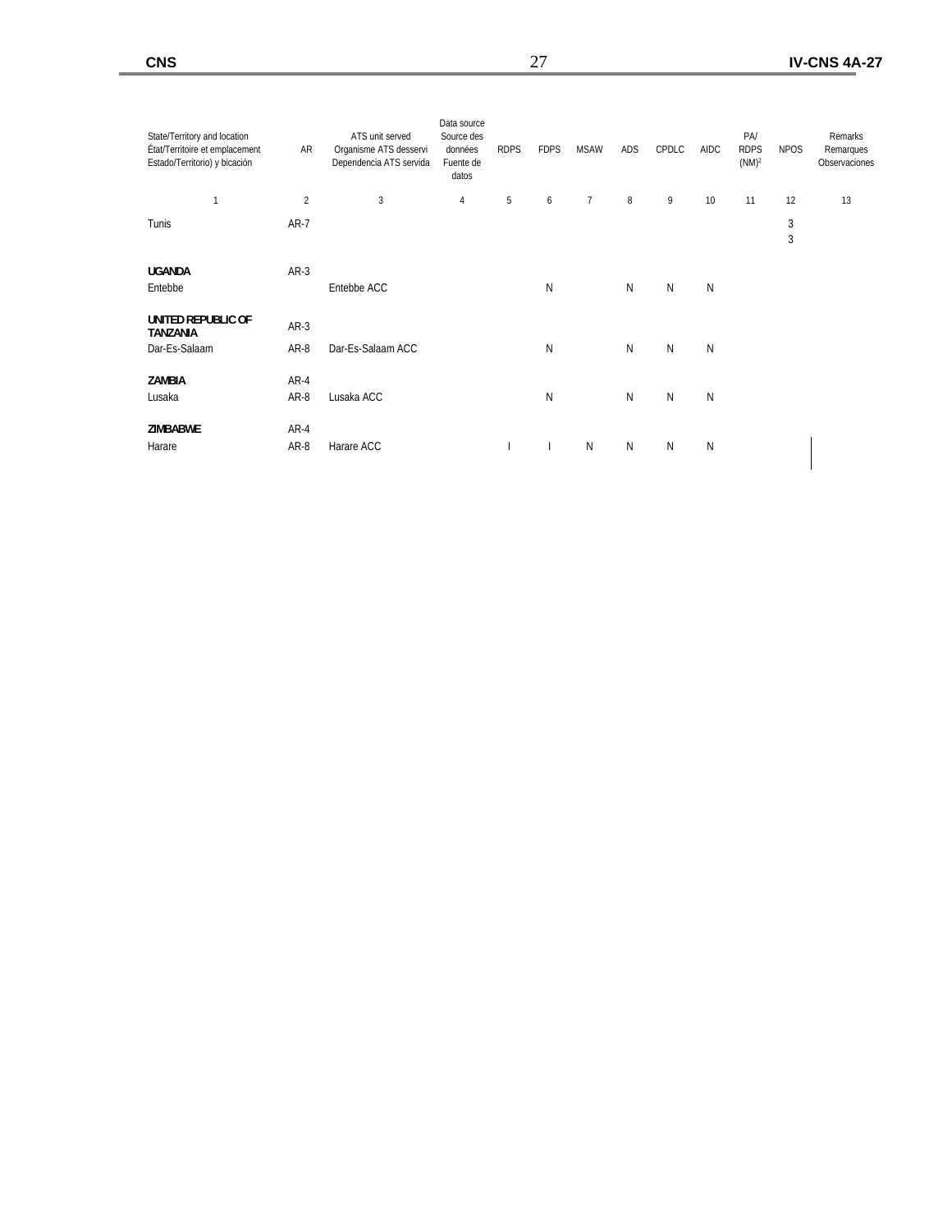| State/Territory and location<br>État/Territoire et emplacement<br>Estado/Territorio) y bicación | AR | ATS unit served<br>Organisme ATS desservi<br>Dependencia ATS servida | Data source<br>Source des données<br>Fuente de datos | RDPS | FDPS | MSAW | ADS | CPDLC | AIDC | PA/<br>RDPS<br>(NM)[2] | NPOS | Remarks<br>Remarques<br>Observaciones |
|---|---|---|---|---|---|---|---|---|---|---|---|---|
| 1 | 2 | 3 | 4 | 5 | 6 | 7 | 8 | 9 | 10 | 11 | 12 | 13 |
| Tunis | AR-7 | | | | | | | | | | 3<br>3 | |
| **UGANDA** | AR-3 | | | | | | | | | | | |
| Entebbe | | Entebbe ACC | | | N | | N | N | N | | | |
| **UNITED REPUBLIC OF TANZANIA** | AR-3 | | | | | | | | | | | |
| Dar-Es-Salaam | AR-8 | Dar-Es-Salaam ACC | | | N | | N | N | N | | | |
| **ZAMBIA** | AR-4 | | | | | | | | | | | |
| Lusaka | AR-8 | Lusaka ACC | | | N | | N | N | N | | | |
| **ZIMBABWE** | AR-4 | | | | | | | | | | | |
| Harare | AR-8 | Harare ACC | | I | I | N | N | N | N | | | |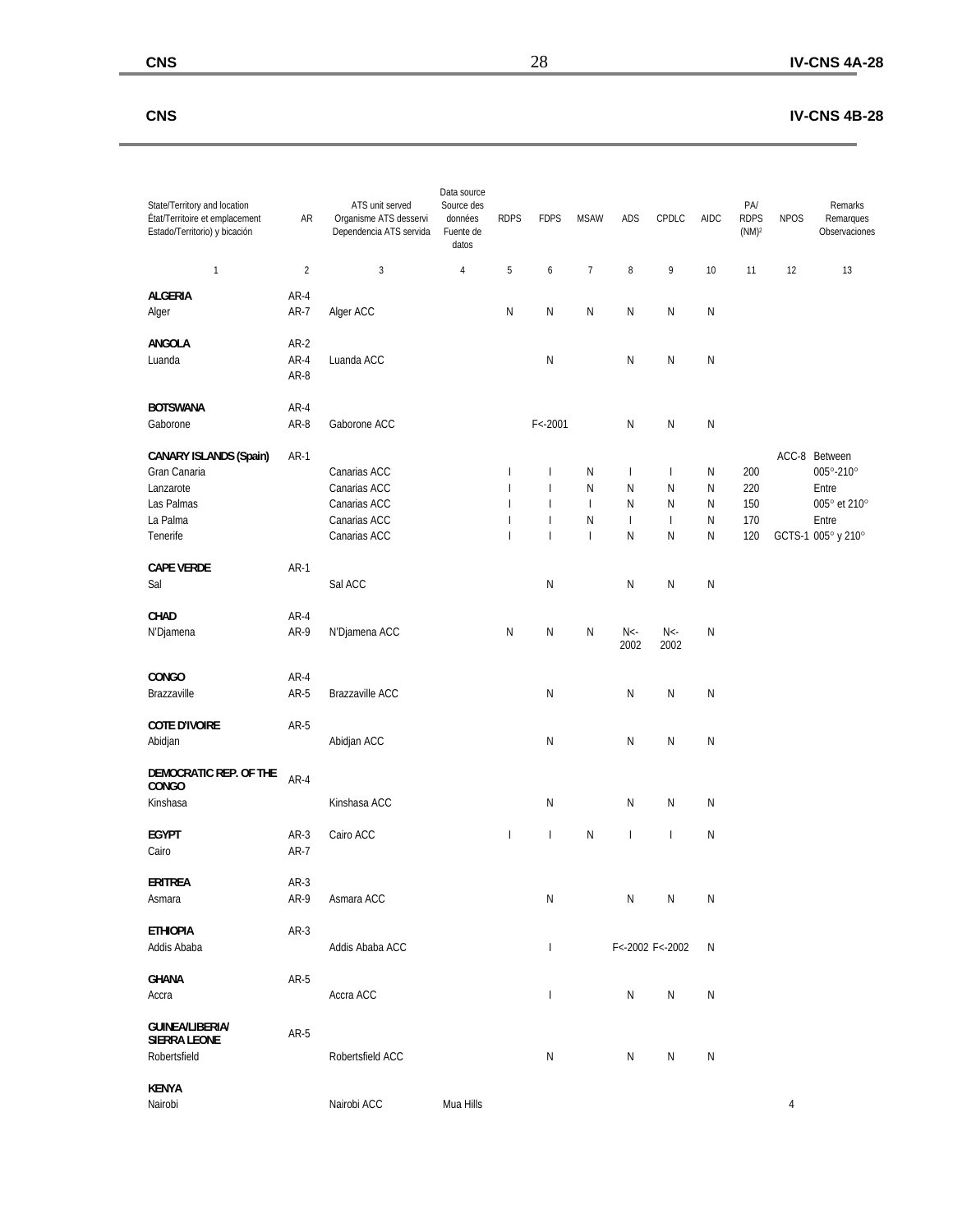| State/Territory and location<br>État/Territoire et emplacement<br>Estado/Territorio) y bicación | AR | ATS unit served<br>Organisme ATS desservi<br>Dependencia ATS servida | Data source<br>Source des données<br>Fuente de datos | RDPS | FDPS | MSAW | ADS | CPDLC | AIDC | PA/<br>RDPS<br>(NM)² | NPOS | Remarks<br>Remarques<br>Observaciones |
|---|---|---|---|---|---|---|---|---|---|---|---|---|
| 1 | 2 | 3 | 4 | 5 | 6 | 7 | 8 | 9 | 10 | 11 | 12 | 13 |
| **ALGERIA** | AR-4 | | | | | | | | | | | |
| Alger | AR-7 | Alger ACC | | N | N | N | N | N | N | | | |
| **ANGOLA** | AR-2 | | | | | | | | | | | |
| Luanda | AR-4<br>AR-8 | Luanda ACC | | | N | | N | N | N | | | |
| **BOTSWANA** | AR-4 | | | | | | | | | | | |
| Gaborone | AR-8 | Gaborone ACC | | | F<-2001 | | N | N | N | | | |
| **CANARY ISLANDS (Spain)** | AR-1 | | | | | | | | | | ACC-8 | Between |
| Gran Canaria | | Canarias ACC | | I | I | N | I | I | N | 200 | | 005°-210° |
| Lanzarote | | Canarias ACC | | I | I | N | N | N | N | 220 | | Entre |
| Las Palmas | | Canarias ACC | | I | I | I | N | N | N | 150 | | 005° et 210° |
| La Palma | | Canarias ACC | | I | I | N | I | I | N | 170 | | Entre |
| Tenerife | | Canarias ACC | | I | I | I | N | N | N | 120 | GCTS-1 | 005° y 210° |
| **CAPE VERDE** | AR-1 | | | | | | | | | | | |
| Sal | | Sal ACC | | | N | | N | N | N | | | |
| **CHAD** | AR-4 | | | | | | | | | | | |
| N'Djamena | AR-9 | N'Djamena ACC | | N | N | N | N<-2002 | N<-2002 | N | | | |
| **CONGO** | AR-4 | | | | | | | | | | | |
| Brazzaville | AR-5 | Brazzaville ACC | | | N | | N | N | N | | | |
| **COTE D'IVOIRE** | AR-5 | | | | | | | | | | | |
| Abidjan | | Abidjan ACC | | | N | | N | N | N | | | |
| **DEMOCRATIC REP. OF THE CONGO** | AR-4 | | | | | | | | | | | |
| Kinshasa | | Kinshasa ACC | | | N | | N | N | N | | | |
| **EGYPT** | AR-3 | Cairo ACC | | I | I | N | I | I | N | | | |
| Cairo | AR-7 | | | | | | | | | | | |
| **ERITREA** | AR-3 | | | | | | | | | | | |
| Asmara | AR-9 | Asmara ACC | | | N | | N | N | N | | | |
| **ETHIOPIA** | AR-3 | | | | | | | | | | | |
| Addis Ababa | | Addis Ababa ACC | | | I | | F<-2002 | F<-2002 | N | | | |
| **GHANA** | AR-5 | | | | | | | | | | | |
| Accra | | Accra ACC | | | I | | N | N | N | | | |
| **GUINEA/LIBERIA/ SIERRA LEONE** | AR-5 | | | | | | | | | | | |
| Robertsfield | | Robertsfield ACC | | | N | | N | N | N | | | |
| **KENYA** | | | | | | | | | | | | |
| Nairobi | | Nairobi ACC | Mua Hills | | | | | | | | 4 | |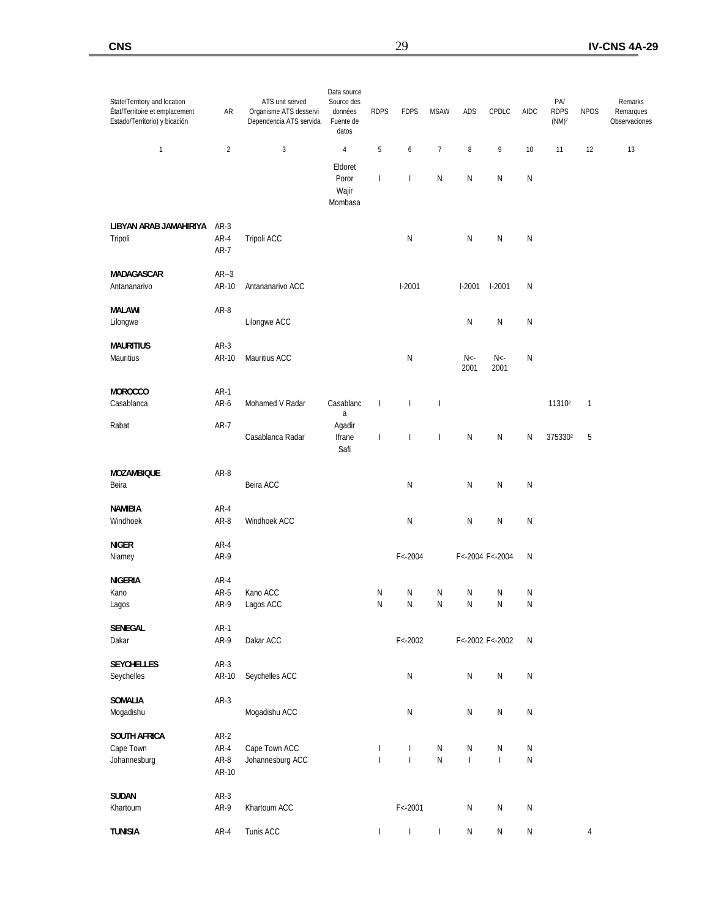| State/Territory and location<br>État/Territoire et emplacement<br>Estado/Territorio) y bicación | AR | ATS unit served<br>Organisme ATS desservi<br>Dependencia ATS servida | Data source<br>Source des données<br>Fuente de datos | RDPS | FDPS | MSAW | ADS | CPDLC | AIDC | PA/<br>RDPS<br>(NM)[2] | NPOS | Remarks<br>Remarques<br>Observaciones |
|---|---|---|---|---|---|---|---|---|---|---|---|---|
| 1 | 2 | 3 | 4 | 5 | 6 | 7 | 8 | 9 | 10 | 11 | 12 | 13 |
| | | | Eldoret<br>Poror<br>Wajir<br>Mombasa | I | I | N | N | N | N | | | |
| **LIBYAN ARAB JAMAHIRIYA** | AR-3 | | | | | | | | | | | |
| Tripoli | AR-4<br>AR-7 | Tripoli ACC | | | N | | N | N | N | | | |
| **MADAGASCAR** | AR--3 | | | | | | | | | | | |
| Antananarivo | AR-10 | Antananarivo ACC | | | I-2001 | | I-2001 | I-2001 | N | | | |
| **MALAWI** | AR-8 | | | | | | | | | | | |
| Lilongwe | | Lilongwe ACC | | | | | N | N | N | | | |
| **MAURITIUS** | AR-3 | | | | | | | | | | | |
| Mauritius | AR-10 | Mauritius ACC | | | N | | N<-2001 | N<-2001 | N | | | |
| **MOROCCO** | AR-1 | | | | | | | | | | | |
| Casablanca | AR-6 | Mohamed V Radar | Casablanca | I | I | I | | | | 11310[2] | 1 | |
| Rabat | AR-7 | Casablanca Radar | Agadir<br>Ifrane<br>Safi | I | I | I | N | N | N | 375330[2] | 5 | |
| **MOZAMBIQUE** | AR-8 | | | | | | | | | | | |
| Beira | | Beira ACC | | | N | | N | N | N | | | |
| **NAMIBIA** | AR-4 | | | | | | | | | | | |
| Windhoek | AR-8 | Windhoek ACC | | | N | | N | N | N | | | |
| **NIGER** | AR-4 | | | | | | | | | | | |
| Niamey | AR-9 | | | | F<-2004 | | F<-2004 | F<-2004 | N | | | |
| **NIGERIA** | AR-4 | | | | | | | | | | | |
| Kano | AR-5 | Kano ACC | | N | N | N | N | N | N | | | |
| Lagos | AR-9 | Lagos ACC | | N | N | N | N | N | N | | | |
| **SENEGAL** | AR-1 | | | | | | | | | | | |
| Dakar | AR-9 | Dakar ACC | | | F<-2002 | | F<-2002 | F<-2002 | N | | | |
| **SEYCHELLES** | AR-3 | | | | | | | | | | | |
| Seychelles | AR-10 | Seychelles ACC | | | N | | N | N | N | | | |
| **SOMALIA** | AR-3 | | | | | | | | | | | |
| Mogadishu | | Mogadishu ACC | | | N | | N | N | N | | | |
| **SOUTH AFRICA** | AR-2 | | | | | | | | | | | |
| Cape Town | AR-4 | Cape Town ACC | | I | I | N | N | N | N | | | |
| Johannesburg | AR-8<br>AR-10 | Johannesburg ACC | | I | I | N | I | I | N | | | |
| **SUDAN** | AR-3 | | | | | | | | | | | |
| Khartoum | AR-9 | Khartoum ACC | | | F<-2001 | | N | N | N | | | |
| **TUNISIA** | AR-4 | Tunis ACC | | I | I | I | N | N | N | | 4 | |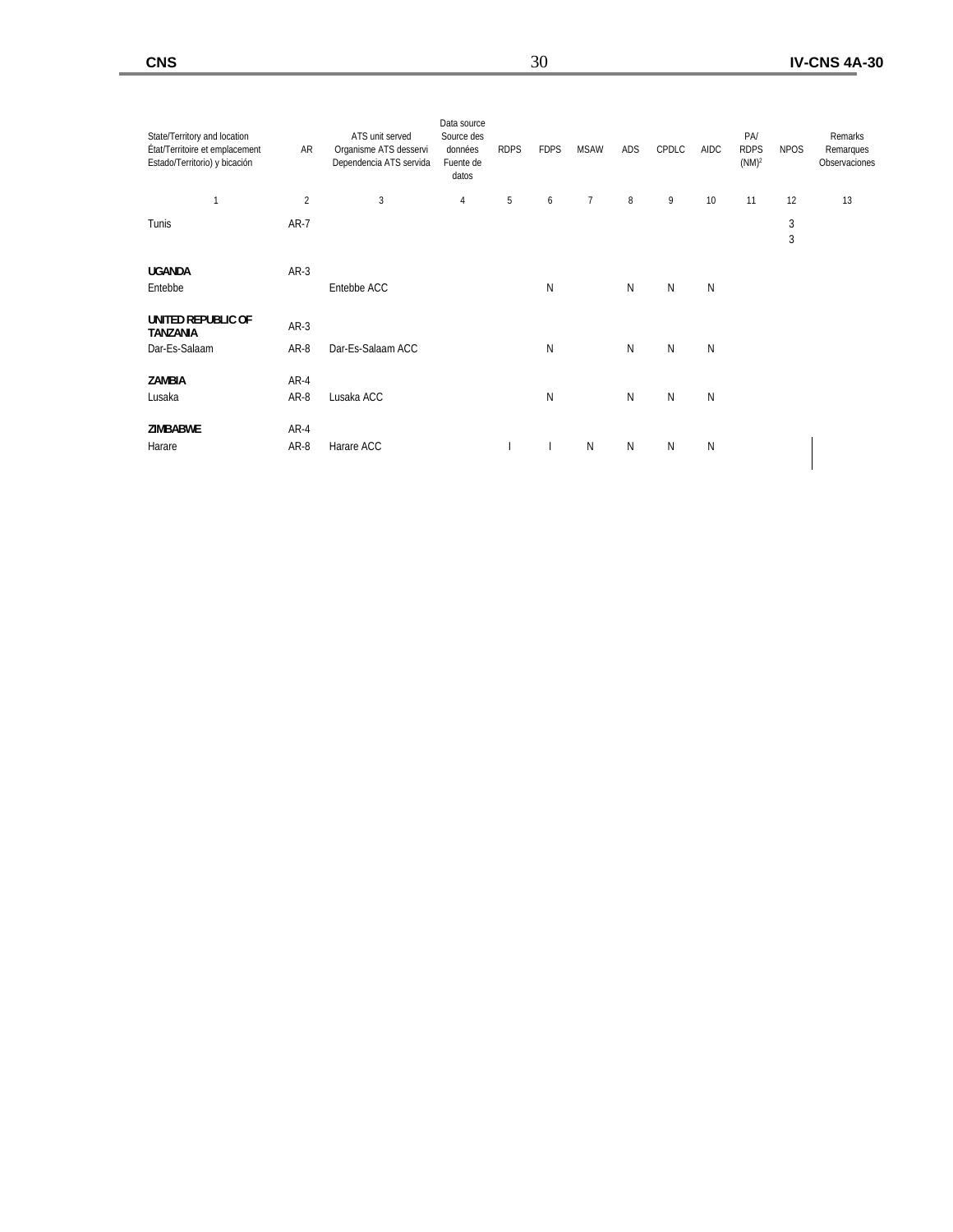| State/Territory and location<br>État/Territoire et emplacement<br>Estado/Territorio) y bicación | AR | ATS unit served<br>Organisme ATS desservi<br>Dependencia ATS servida | Data source<br>Source des données<br>Fuente de datos | RDPS | FDPS | MSAW | ADS | CPDLC | AIDC | PA/<br>RDPS<br>(NM)[2] | NPOS | Remarks<br>Remarques<br>Observaciones |
|---|---|---|---|---|---|---|---|---|---|---|---|---|
| 1 | 2 | 3 | 4 | 5 | 6 | 7 | 8 | 9 | 10 | 11 | 12 | 13 |
| Tunis | AR-7 | | | | | | | | | | 3<br>3 | |
| **UGANDA** | AR-3 | | | | | | | | | | | |
| Entebbe | | Entebbe ACC | | | N | | N | N | N | | | |
| **UNITED REPUBLIC OF TANZANIA** | AR-3 | | | | | | | | | | | |
| Dar-Es-Salaam | AR-8 | Dar-Es-Salaam ACC | | | N | | N | N | N | | | |
| **ZAMBIA** | AR-4 | | | | | | | | | | | |
| Lusaka | AR-8 | Lusaka ACC | | | N | | N | N | N | | | |
| **ZIMBABWE** | AR-4 | | | | | | | | | | | |
| Harare | AR-8 | Harare ACC | | I | I | N | N | N | N | | | |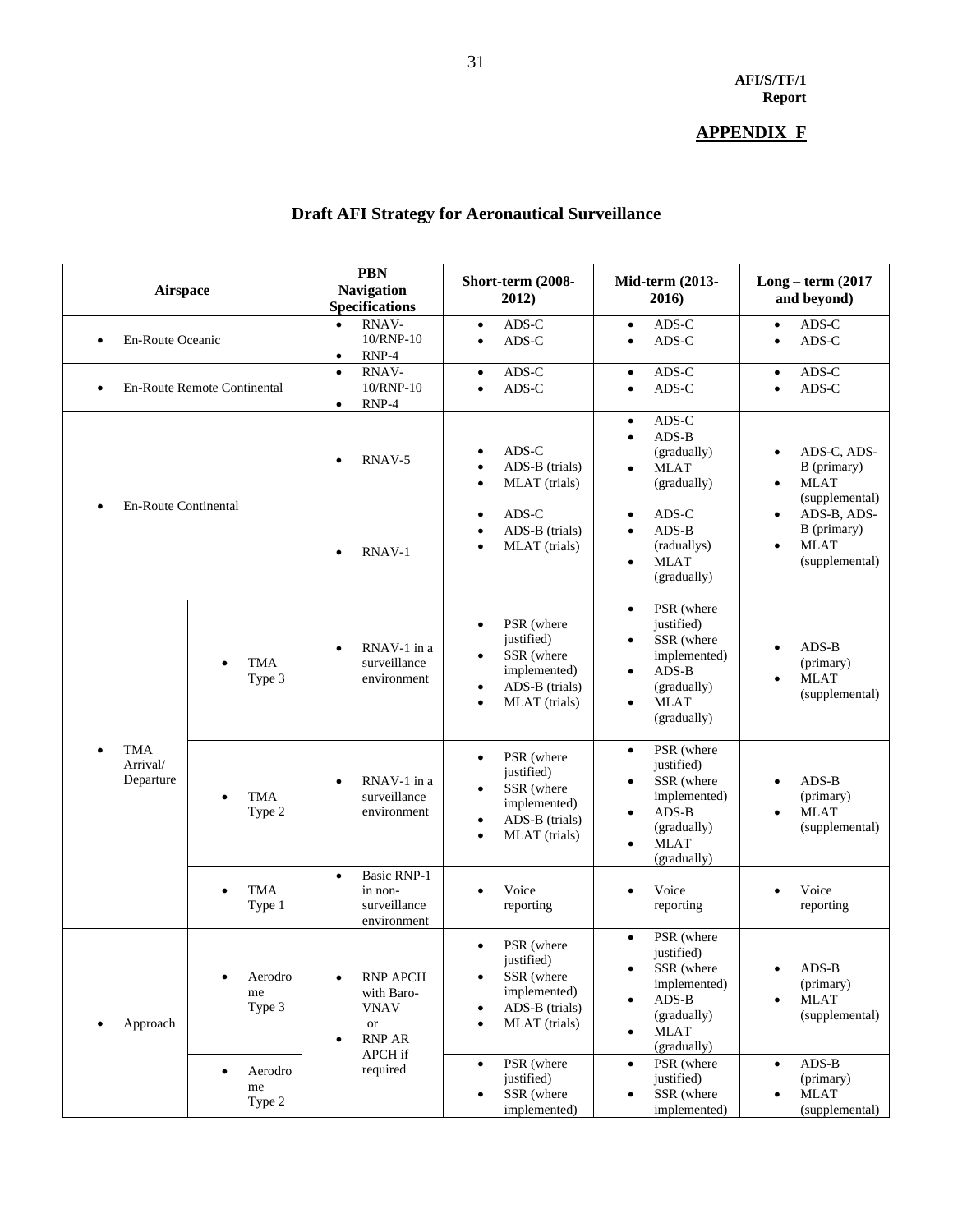**AFI/S/TF/1 Report**

**APPENDIX F**

# Draft AFI Strategy for Aeronautical Surveillance

| Airspace | | PBN Navigation Specifications | Short-term (2008-2012) | Mid-term (2013-2016) | Long – term (2017 and beyond) |
|---|---|---|---|---|---|
| • En-Route Oceanic | | • RNAV-10/RNP-10<br>• RNP-4 | • ADS-C<br>• ADS-C | • ADS-C<br>• ADS-C | • ADS-C<br>• ADS-C |
| • En-Route Remote Continental | | • RNAV-10/RNP-10<br>• RNP-4 | • ADS-C<br>• ADS-C | • ADS-C<br>• ADS-C | • ADS-C<br>• ADS-C |
| • En-Route Continental | | • RNAV-5<br><br>• RNAV-1 | • ADS-C<br>• ADS-B (trials)<br>• MLAT (trials)<br><br>• ADS-C<br>• ADS-B (trials)<br>• MLAT (trials) | • ADS-C<br>• ADS-B (gradually)<br>• MLAT (gradually)<br><br>• ADS-C<br>• ADS-B (raduallys)<br>• MLAT (gradually) | • ADS-C, ADS-B (primary)<br>• MLAT (supplemental)<br>• ADS-B, ADS-B (primary)<br>• MLAT (supplemental) |
| • TMA Arrival/ Departure | • TMA Type 3 | • RNAV-1 in a surveillance environment | • PSR (where justified)<br>• SSR (where implemented)<br>• ADS-B (trials)<br>• MLAT (trials) | • PSR (where justified)<br>• SSR (where implemented)<br>• ADS-B (gradually)<br>• MLAT (gradually) | • ADS-B (primary)<br>• MLAT (supplemental) |
| | • TMA Type 2 | • RNAV-1 in a surveillance environment | • PSR (where justified)<br>• SSR (where implemented)<br>• ADS-B (trials)<br>• MLAT (trials) | • PSR (where justified)<br>• SSR (where implemented)<br>• ADS-B (gradually)<br>• MLAT (gradually) | • ADS-B (primary)<br>• MLAT (supplemental) |
| | • TMA Type 1 | • Basic RNP-1 in non-surveillance environment | • Voice reporting | • Voice reporting | • Voice reporting |
| • Approach | • Aerodrome Type 3 | • RNP APCH with Baro-VNAV or<br>• RNP AR APCH if required | • PSR (where justified)<br>• SSR (where implemented)<br>• ADS-B (trials)<br>• MLAT (trials) | • PSR (where justified)<br>• SSR (where implemented)<br>• ADS-B (gradually)<br>• MLAT (gradually) | • ADS-B (primary)<br>• MLAT (supplemental) |
| | • Aerodrome Type 2 | | • PSR (where justified)<br>• SSR (where implemented) | • PSR (where justified)<br>• SSR (where implemented) | • ADS-B (primary)<br>• MLAT (supplemental) |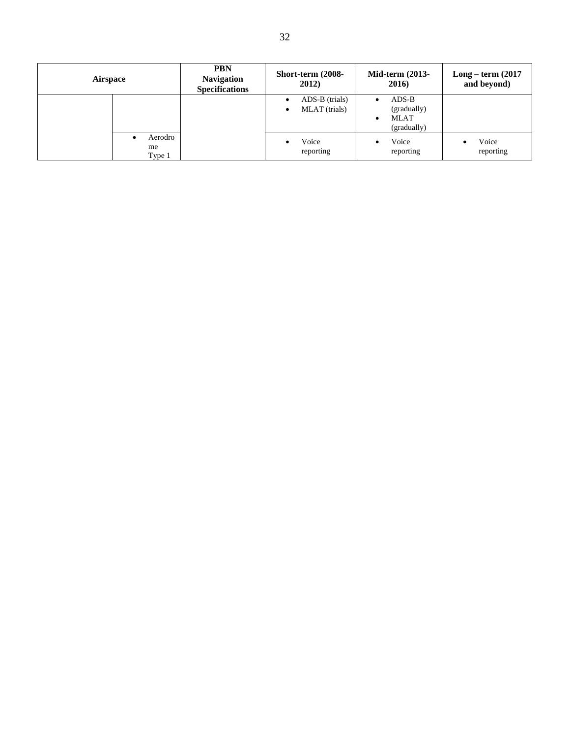| Airspace | | PBN Navigation Specifications | Short-term (2008-2012) | Mid-term (2013-2016) | Long – term (2017 and beyond) |
|---|---|---|---|---|---|
| | | | • ADS-B (trials)<br>• MLAT (trials) | • ADS-B (gradually)<br>• MLAT (gradually) | |
| | • Aerodrome Type 1 | | • Voice reporting | • Voice reporting | • Voice reporting |